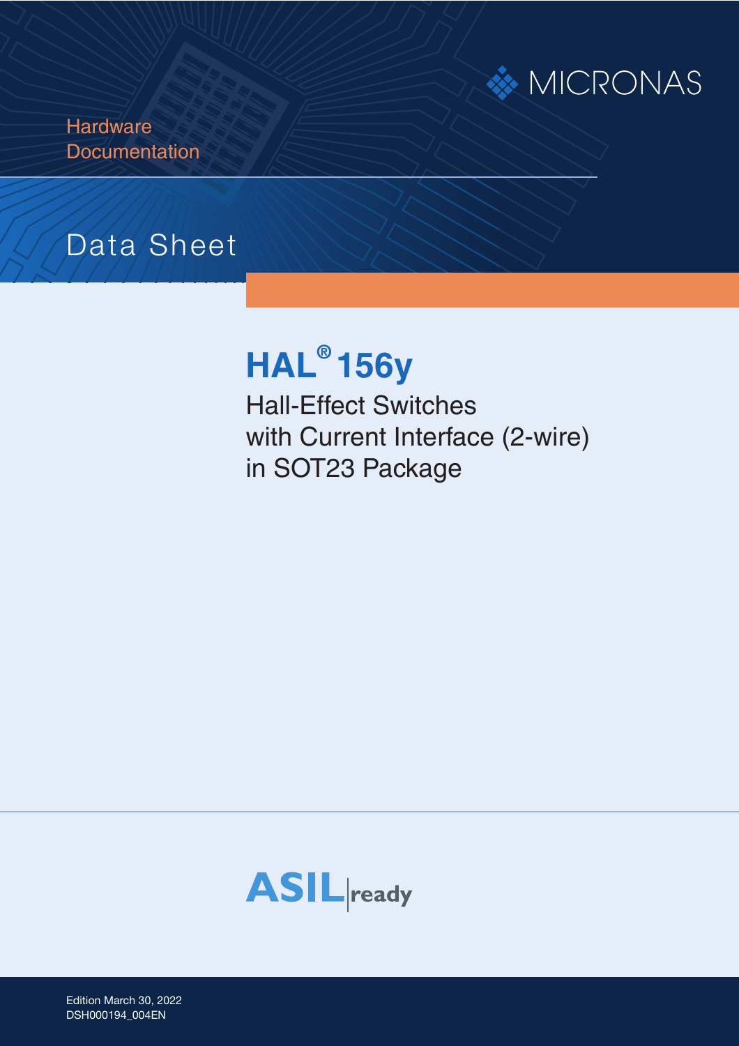MICRONAS

Hardware
Documentation

Data Sheet

# HAL® 156y

## Hall-Effect Switches with Current Interface (2-wire) in SOT23 Package

ASIL ready

Edition March 30, 2022
DSH000194_004EN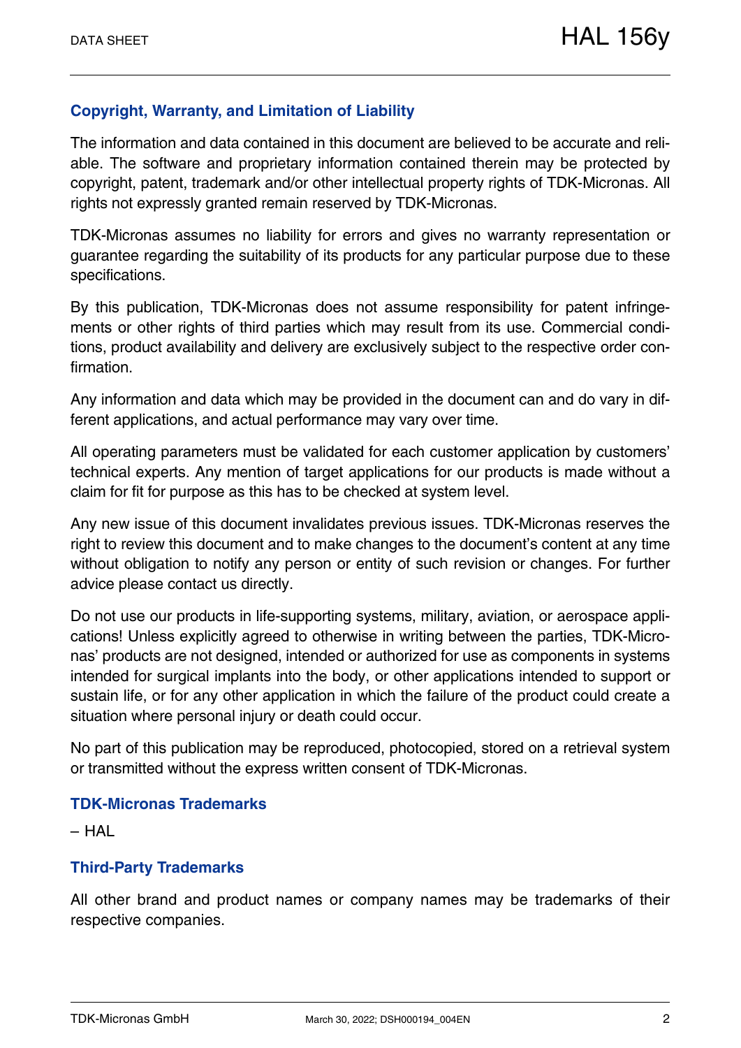## Copyright, Warranty, and Limitation of Liability

The information and data contained in this document are believed to be accurate and reliable. The software and proprietary information contained therein may be protected by copyright, patent, trademark and/or other intellectual property rights of TDK-Micronas. All rights not expressly granted remain reserved by TDK-Micronas.

TDK-Micronas assumes no liability for errors and gives no warranty representation or guarantee regarding the suitability of its products for any particular purpose due to these specifications.

By this publication, TDK-Micronas does not assume responsibility for patent infringements or other rights of third parties which may result from its use. Commercial conditions, product availability and delivery are exclusively subject to the respective order confirmation.

Any information and data which may be provided in the document can and do vary in different applications, and actual performance may vary over time.

All operating parameters must be validated for each customer application by customers' technical experts. Any mention of target applications for our products is made without a claim for fit for purpose as this has to be checked at system level.

Any new issue of this document invalidates previous issues. TDK-Micronas reserves the right to review this document and to make changes to the document's content at any time without obligation to notify any person or entity of such revision or changes. For further advice please contact us directly.

Do not use our products in life-supporting systems, military, aviation, or aerospace applications! Unless explicitly agreed to otherwise in writing between the parties, TDK-Micronas' products are not designed, intended or authorized for use as components in systems intended for surgical implants into the body, or other applications intended to support or sustain life, or for any other application in which the failure of the product could create a situation where personal injury or death could occur.

No part of this publication may be reproduced, photocopied, stored on a retrieval system or transmitted without the express written consent of TDK-Micronas.

## TDK-Micronas Trademarks

– HAL

## Third-Party Trademarks

All other brand and product names or company names may be trademarks of their respective companies.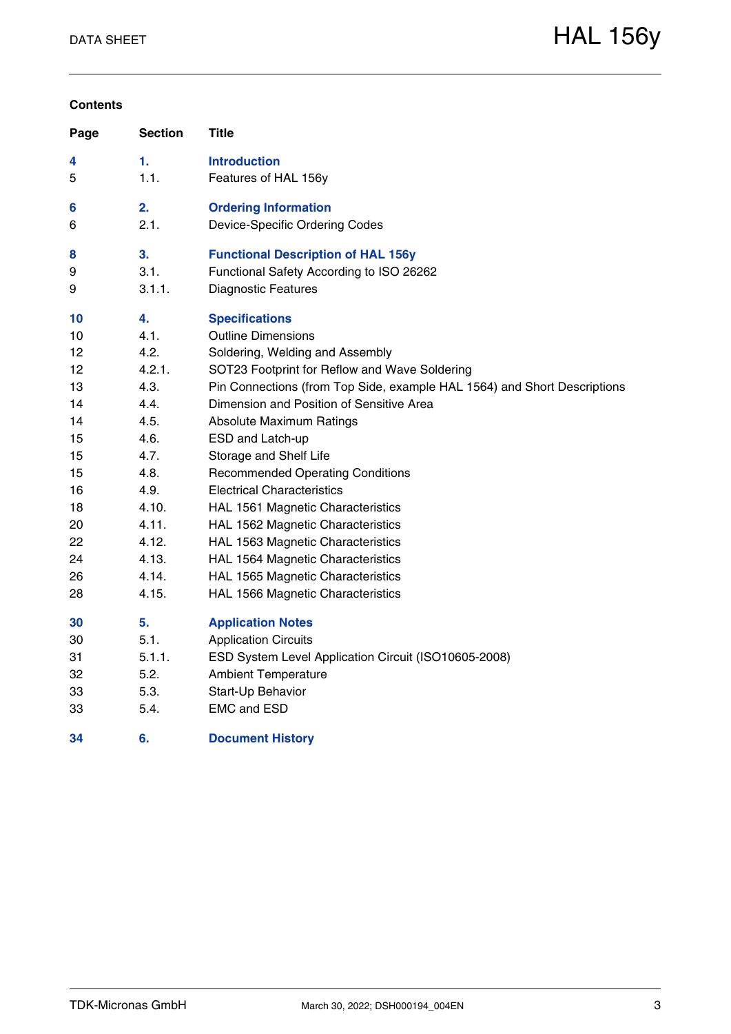## Contents

| Page | Section | Title |
|---|---|---|
| **4** | **1.** | **Introduction** |
| 5 | 1.1. | Features of HAL 156y |
| **6** | **2.** | **Ordering Information** |
| 6 | 2.1. | Device-Specific Ordering Codes |
| **8** | **3.** | **Functional Description of HAL 156y** |
| 9 | 3.1. | Functional Safety According to ISO 26262 |
| 9 | 3.1.1. | Diagnostic Features |
| **10** | **4.** | **Specifications** |
| 10 | 4.1. | Outline Dimensions |
| 12 | 4.2. | Soldering, Welding and Assembly |
| 12 | 4.2.1. | SOT23 Footprint for Reflow and Wave Soldering |
| 13 | 4.3. | Pin Connections (from Top Side, example HAL 1564) and Short Descriptions |
| 14 | 4.4. | Dimension and Position of Sensitive Area |
| 14 | 4.5. | Absolute Maximum Ratings |
| 15 | 4.6. | ESD and Latch-up |
| 15 | 4.7. | Storage and Shelf Life |
| 15 | 4.8. | Recommended Operating Conditions |
| 16 | 4.9. | Electrical Characteristics |
| 18 | 4.10. | HAL 1561 Magnetic Characteristics |
| 20 | 4.11. | HAL 1562 Magnetic Characteristics |
| 22 | 4.12. | HAL 1563 Magnetic Characteristics |
| 24 | 4.13. | HAL 1564 Magnetic Characteristics |
| 26 | 4.14. | HAL 1565 Magnetic Characteristics |
| 28 | 4.15. | HAL 1566 Magnetic Characteristics |
| **30** | **5.** | **Application Notes** |
| 30 | 5.1. | Application Circuits |
| 31 | 5.1.1. | ESD System Level Application Circuit (ISO10605-2008) |
| 32 | 5.2. | Ambient Temperature |
| 33 | 5.3. | Start-Up Behavior |
| 33 | 5.4. | EMC and ESD |
| **34** | **6.** | **Document History** |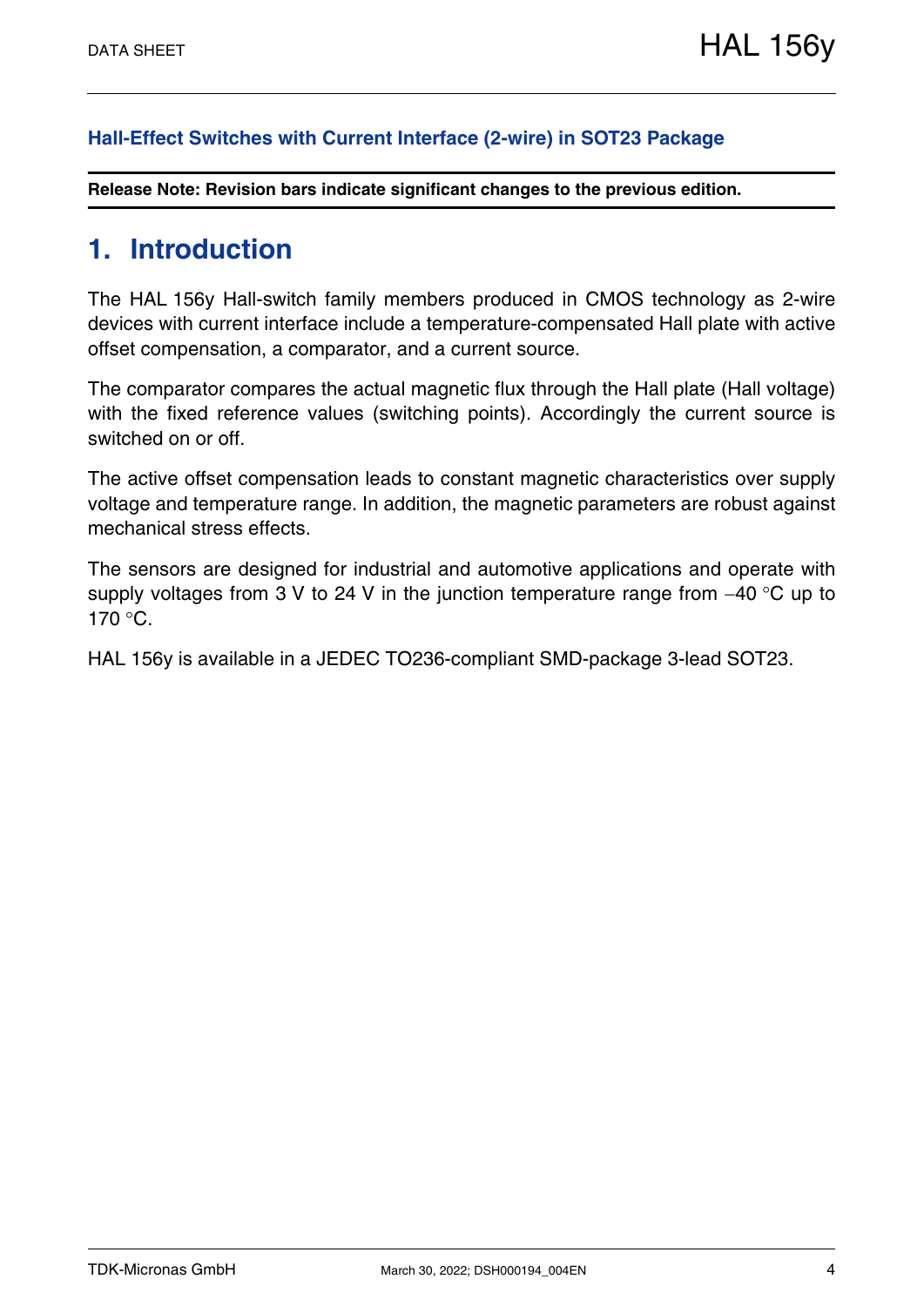**Hall-Effect Switches with Current Interface (2-wire) in SOT23 Package**

**Release Note: Revision bars indicate significant changes to the previous edition.**

# 1. Introduction

The HAL 156y Hall-switch family members produced in CMOS technology as 2-wire devices with current interface include a temperature-compensated Hall plate with active offset compensation, a comparator, and a current source.

The comparator compares the actual magnetic flux through the Hall plate (Hall voltage) with the fixed reference values (switching points). Accordingly the current source is switched on or off.

The active offset compensation leads to constant magnetic characteristics over supply voltage and temperature range. In addition, the magnetic parameters are robust against mechanical stress effects.

The sensors are designed for industrial and automotive applications and operate with supply voltages from 3 V to 24 V in the junction temperature range from −40 °C up to 170 °C.

HAL 156y is available in a JEDEC TO236-compliant SMD-package 3-lead SOT23.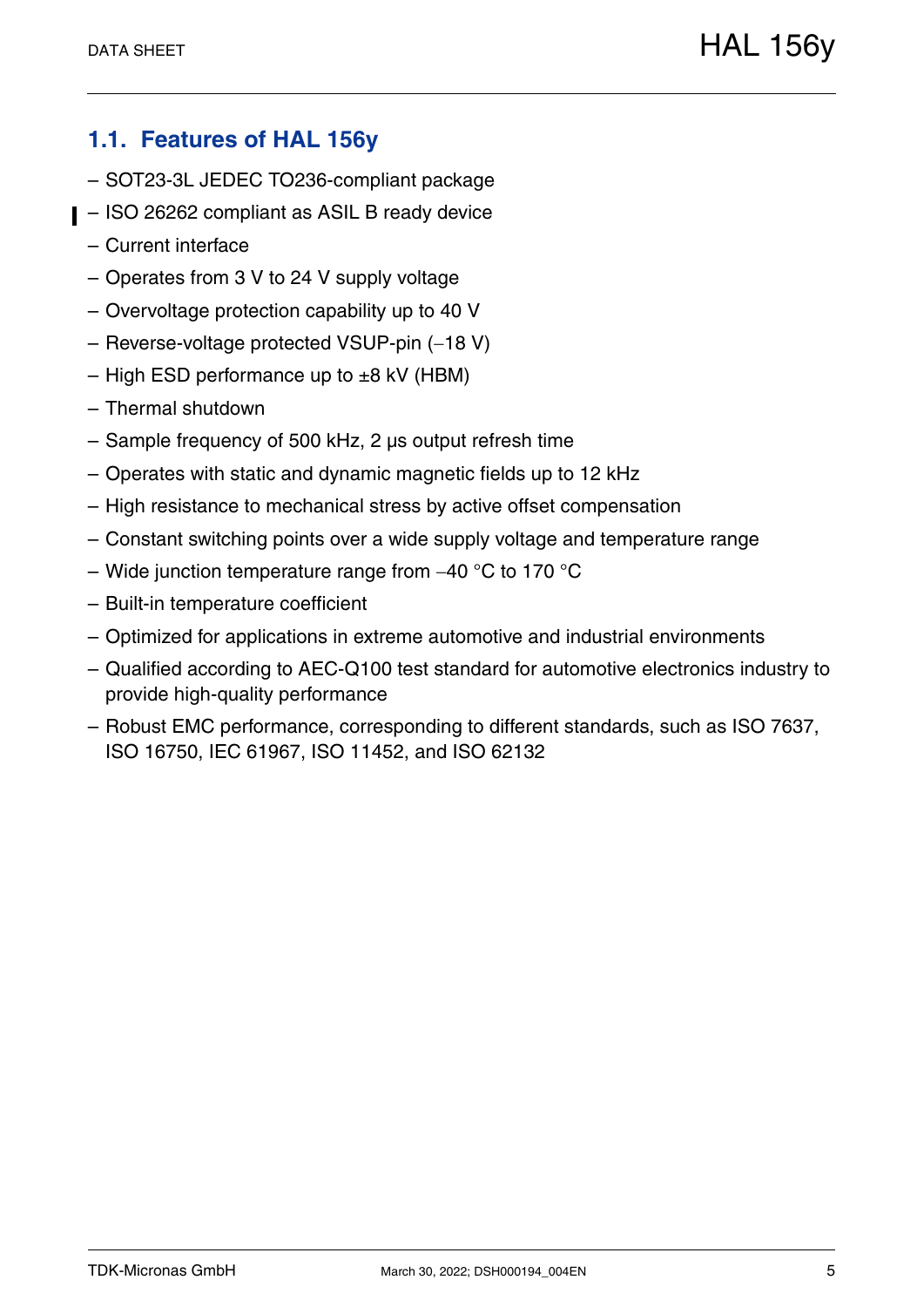## 1.1. Features of HAL 156y

- SOT23-3L JEDEC TO236-compliant package
- ISO 26262 compliant as ASIL B ready device
- Current interface
- Operates from 3 V to 24 V supply voltage
- Overvoltage protection capability up to 40 V
- Reverse-voltage protected VSUP-pin (−18 V)
- High ESD performance up to ±8 kV (HBM)
- Thermal shutdown
- Sample frequency of 500 kHz, 2 µs output refresh time
- Operates with static and dynamic magnetic fields up to 12 kHz
- High resistance to mechanical stress by active offset compensation
- Constant switching points over a wide supply voltage and temperature range
- Wide junction temperature range from −40 °C to 170 °C
- Built-in temperature coefficient
- Optimized for applications in extreme automotive and industrial environments
- Qualified according to AEC-Q100 test standard for automotive electronics industry to provide high-quality performance
- Robust EMC performance, corresponding to different standards, such as ISO 7637, ISO 16750, IEC 61967, ISO 11452, and ISO 62132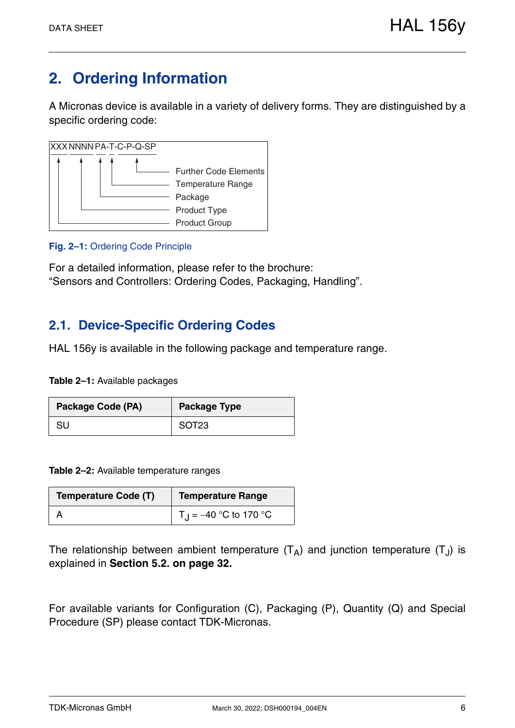## 2. Ordering Information

A Micronas device is available in a variety of delivery forms. They are distinguished by a specific ordering code:

```
XXX NNNN PA-T-C-P-Q-SP
 |    |   |  |    |
 |    |   |  |    └──── Further Code Elements
 |    |   |  └───────── Temperature Range
 |    |   └──────────── Package
 |    └──────────────── Product Type
 └───────────────────── Product Group
```

**Fig. 2–1:** Ordering Code Principle

For a detailed information, please refer to the brochure:
“Sensors and Controllers: Ordering Codes, Packaging, Handling”.

### 2.1. Device-Specific Ordering Codes

HAL 156y is available in the following package and temperature range.

**Table 2–1:** Available packages

| Package Code (PA) | Package Type |
|---|---|
| SU | SOT23 |

**Table 2–2:** Available temperature ranges

| Temperature Code (T) | Temperature Range |
|---|---|
| A | $T_J$ = –40 °C to 170 °C |

The relationship between ambient temperature ($T_A$) and junction temperature ($T_J$) is explained in **Section 5.2. on page 32.**

For available variants for Configuration (C), Packaging (P), Quantity (Q) and Special Procedure (SP) please contact TDK-Micronas.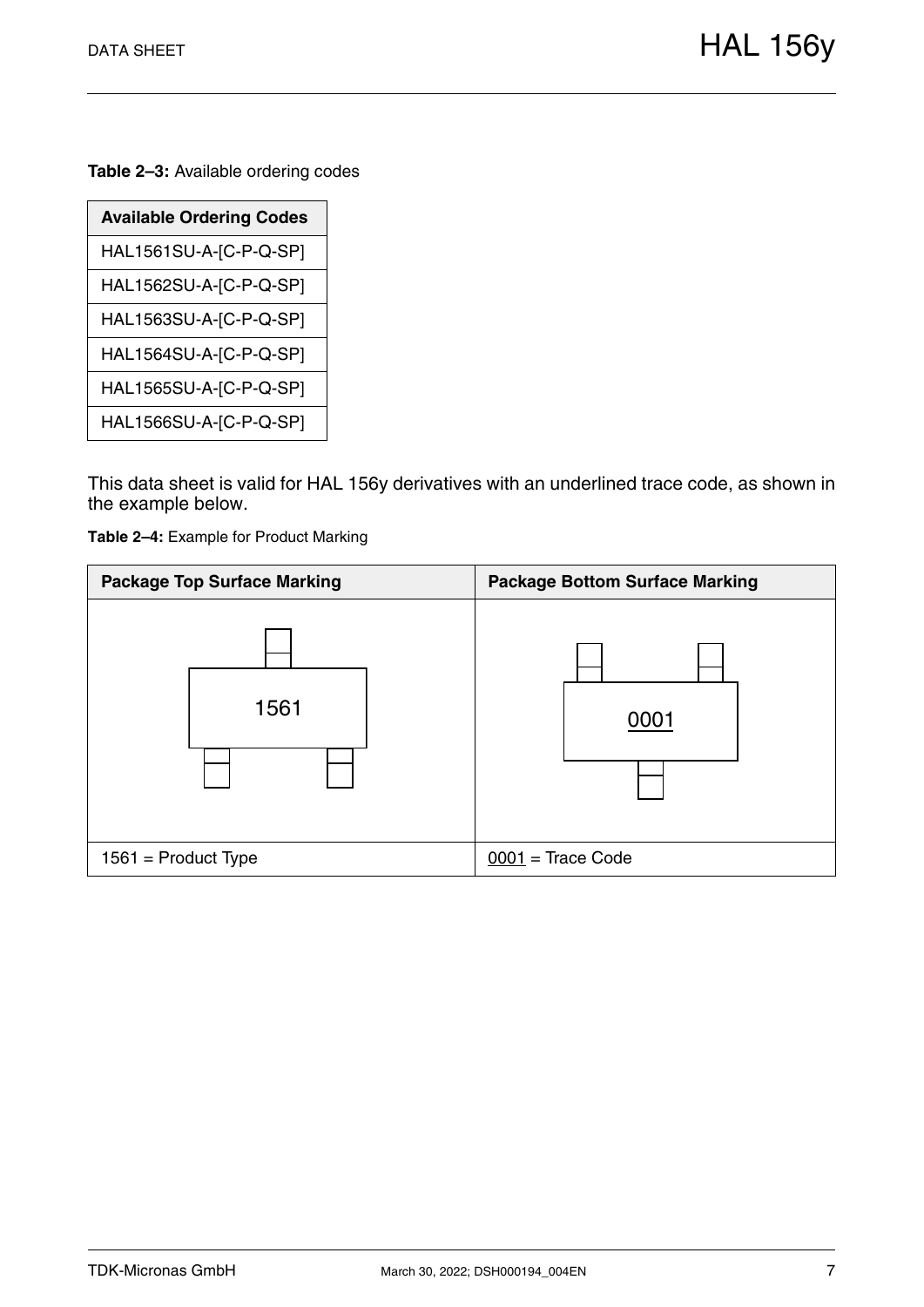**Table 2–3:** Available ordering codes

| Available Ordering Codes |
|---|
| HAL1561SU-A-[C-P-Q-SP] |
| HAL1562SU-A-[C-P-Q-SP] |
| HAL1563SU-A-[C-P-Q-SP] |
| HAL1564SU-A-[C-P-Q-SP] |
| HAL1565SU-A-[C-P-Q-SP] |
| HAL1566SU-A-[C-P-Q-SP] |

This data sheet is valid for HAL 156y derivatives with an underlined trace code, as shown in the example below.

**Table 2–4:** Example for Product Marking

| Package Top Surface Marking | Package Bottom Surface Marking |
|---|---|
| 1561 | <u>0001</u> |
| 1561 = Product Type | <u>0001</u> = Trace Code |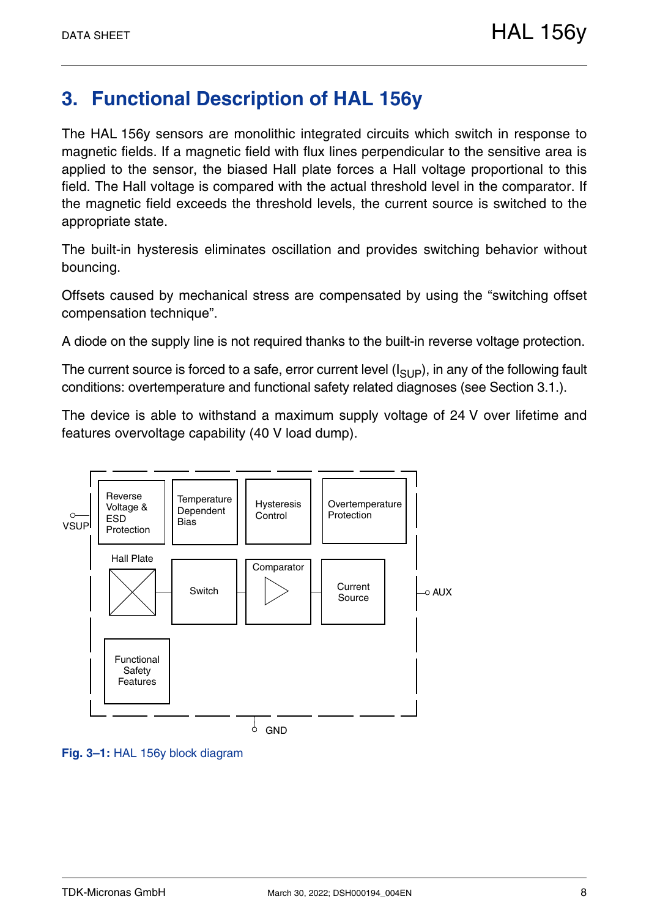# 3. Functional Description of HAL 156y

The HAL 156y sensors are monolithic integrated circuits which switch in response to magnetic fields. If a magnetic field with flux lines perpendicular to the sensitive area is applied to the sensor, the biased Hall plate forces a Hall voltage proportional to this field. The Hall voltage is compared with the actual threshold level in the comparator. If the magnetic field exceeds the threshold levels, the current source is switched to the appropriate state.

The built-in hysteresis eliminates oscillation and provides switching behavior without bouncing.

Offsets caused by mechanical stress are compensated by using the “switching offset compensation technique”.

A diode on the supply line is not required thanks to the built-in reverse voltage protection.

The current source is forced to a safe, error current level ($I_{SUP}$), in any of the following fault conditions: overtemperature and functional safety related diagnoses (see Section 3.1.).

The device is able to withstand a maximum supply voltage of 24 V over lifetime and features overvoltage capability (40 V load dump).

**Fig. 3–1:** HAL 156y block diagram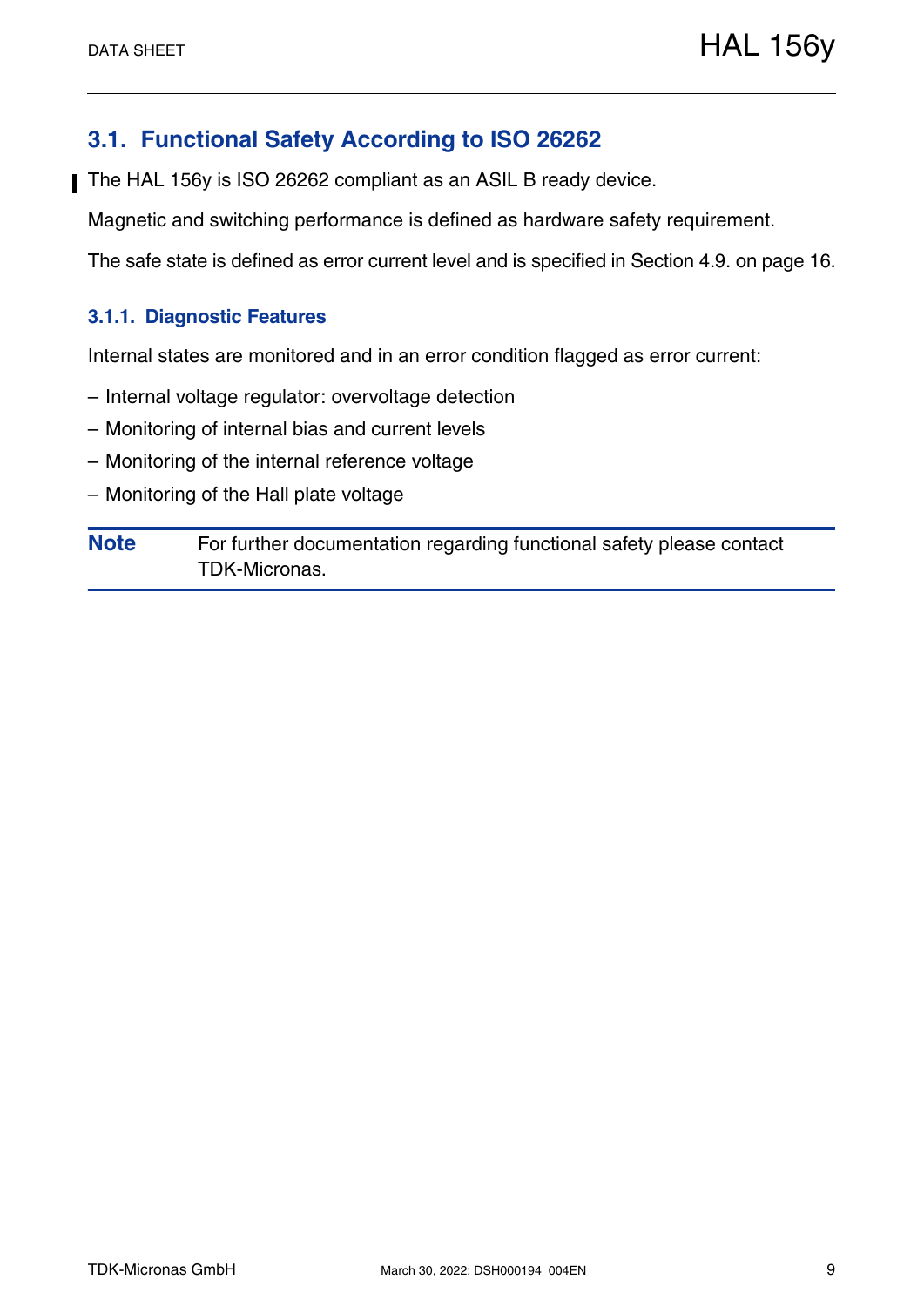## 3.1. Functional Safety According to ISO 26262

The HAL 156y is ISO 26262 compliant as an ASIL B ready device.

Magnetic and switching performance is defined as hardware safety requirement.

The safe state is defined as error current level and is specified in Section 4.9. on page 16.

### 3.1.1. Diagnostic Features

Internal states are monitored and in an error condition flagged as error current:

– Internal voltage regulator: overvoltage detection

– Monitoring of internal bias and current levels

– Monitoring of the internal reference voltage

– Monitoring of the Hall plate voltage

**Note** For further documentation regarding functional safety please contact TDK-Micronas.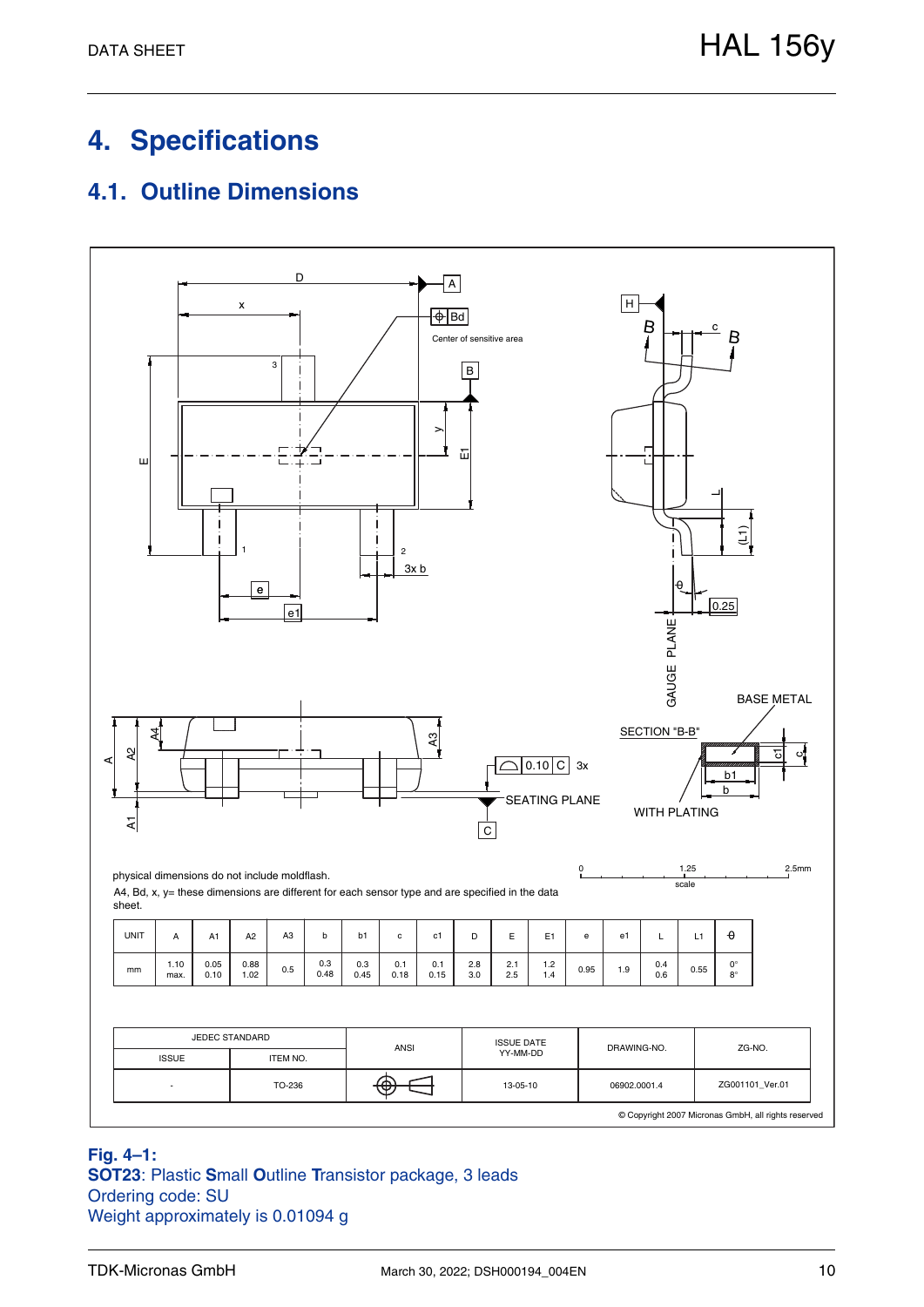# 4. Specifications

## 4.1. Outline Dimensions

physical dimensions do not include moldflash.

A4, Bd, x, y= these dimensions are different for each sensor type and are specified in the data sheet.

| UNIT | A | A1 | A2 | A3 | b | b1 | c | c1 | D | E | E1 | e | e1 | L | L1 | θ |
|---|---|---|---|---|---|---|---|---|---|---|---|---|---|---|---|---|
| mm | 1.10 max. | 0.05 0.10 | 0.88 1.02 | 0.5 | 0.3 0.48 | 0.3 0.45 | 0.1 0.18 | 0.1 0.15 | 2.8 3.0 | 2.1 2.5 | 1.2 1.4 | 0.95 | 1.9 | 0.4 0.6 | 0.55 | 0° 8° |

| JEDEC STANDARD | | ANSI | ISSUE DATE YY-MM-DD | DRAWING-NO. | ZG-NO. |
|---|---|---|---|---|---|
| ISSUE | ITEM NO. | | | | |
| - | TO-236 | | 13-05-10 | 06902.0001.4 | ZG001101_Ver.01 |

© Copyright 2007 Micronas GmbH, all rights reserved

**Fig. 4–1:**
**SOT23**: Plastic **S**mall **O**utline **T**ransistor package, 3 leads
Ordering code: SU
Weight approximately is 0.01094 g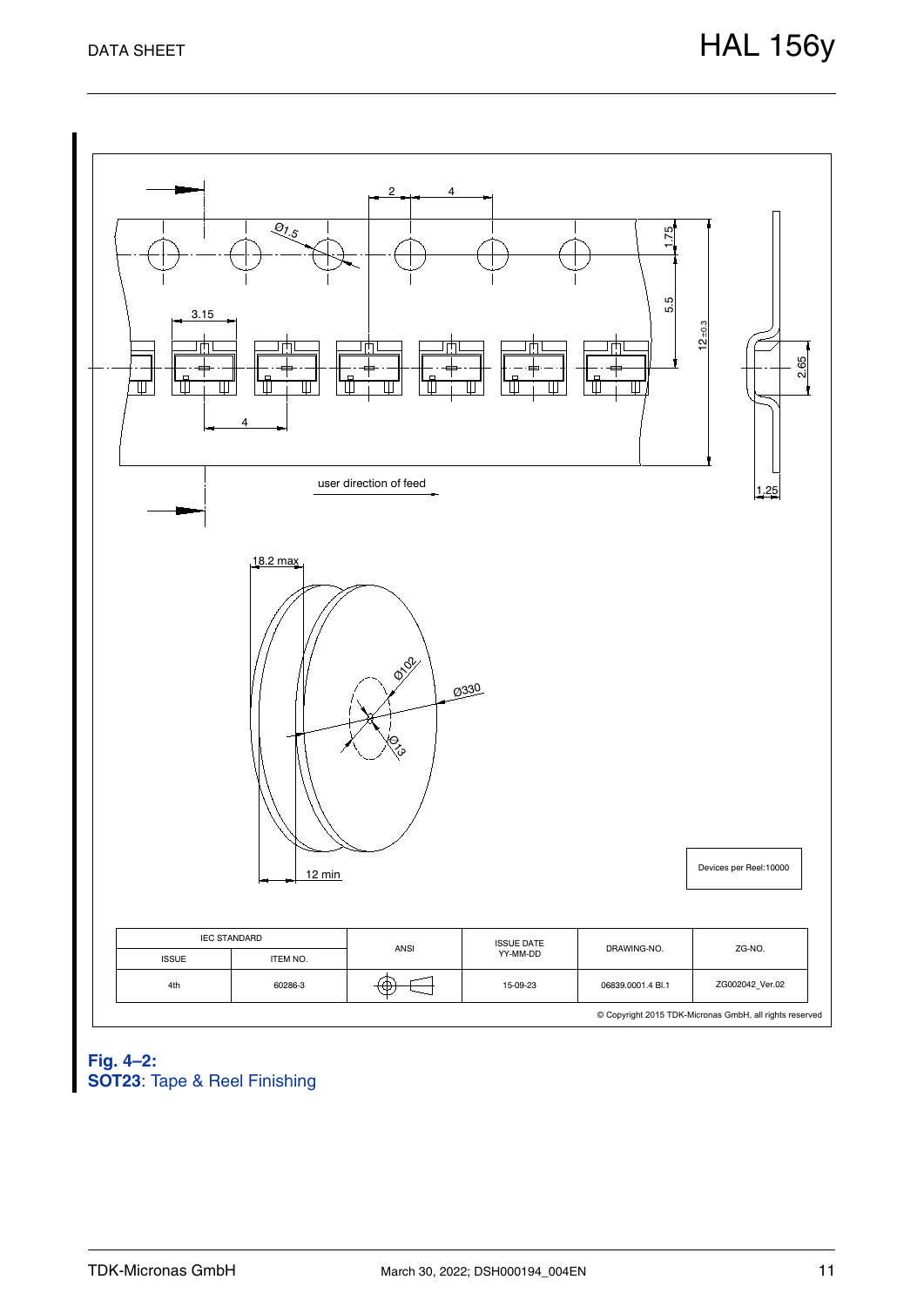| IEC STANDARD | | ANSI | ISSUE DATE YY-MM-DD | DRAWING-NO. | ZG-NO. |
|---|---|---|---|---|---|
| ISSUE | ITEM NO. | | | | |
| 4th | 60286-3 | | 15-09-23 | 06839.0001.4 Bl.1 | ZG002042_Ver.02 |

Devices per Reel:10000

© Copyright 2015 TDK-Micronas GmbH, all rights reserved

**Fig. 4–2:**
**SOT23**: Tape & Reel Finishing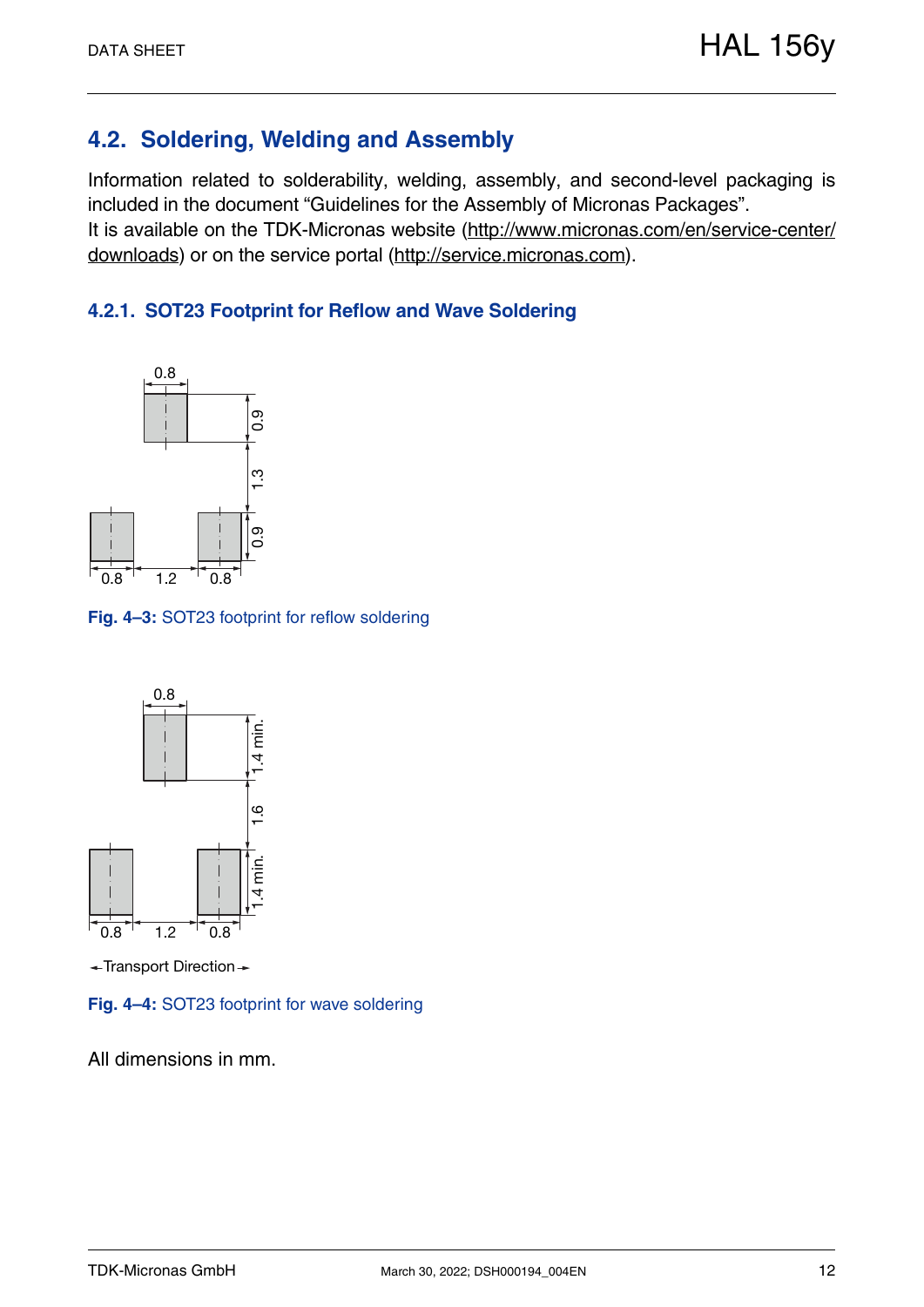## 4.2. Soldering, Welding and Assembly

Information related to solderability, welding, assembly, and second-level packaging is included in the document "Guidelines for the Assembly of Micronas Packages".
It is available on the TDK-Micronas website (http://www.micronas.com/en/service-center/downloads) or on the service portal (http://service.micronas.com).

### 4.2.1. SOT23 Footprint for Reflow and Wave Soldering

**Fig. 4–3:** SOT23 footprint for reflow soldering

Transport Direction

**Fig. 4–4:** SOT23 footprint for wave soldering

All dimensions in mm.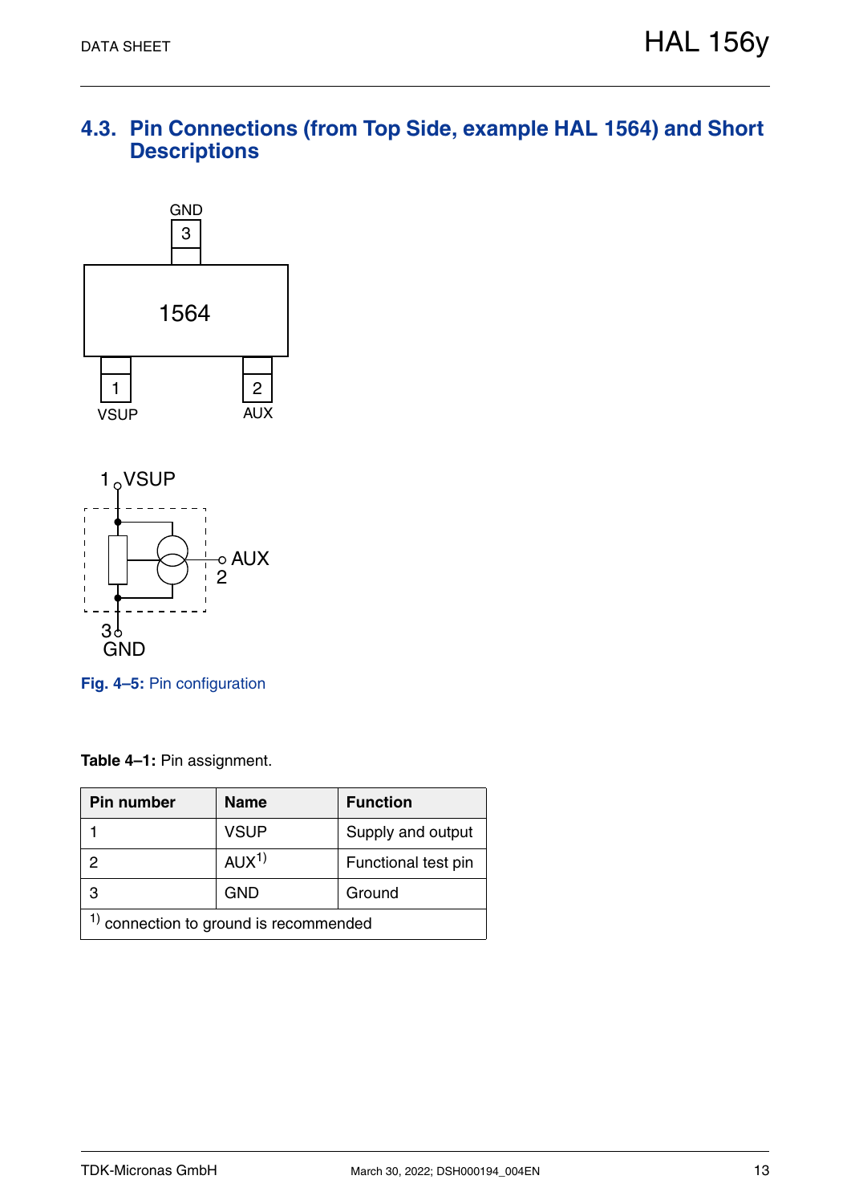## 4.3. Pin Connections (from Top Side, example HAL 1564) and Short Descriptions

**Fig. 4–5:** Pin configuration

**Table 4–1:** Pin assignment.

| Pin number | Name | Function |
|---|---|---|
| 1 | VSUP | Supply and output |
| 2 | AUX[1)] | Functional test pin |
| 3 | GND | Ground |
| [1)] connection to ground is recommended | | |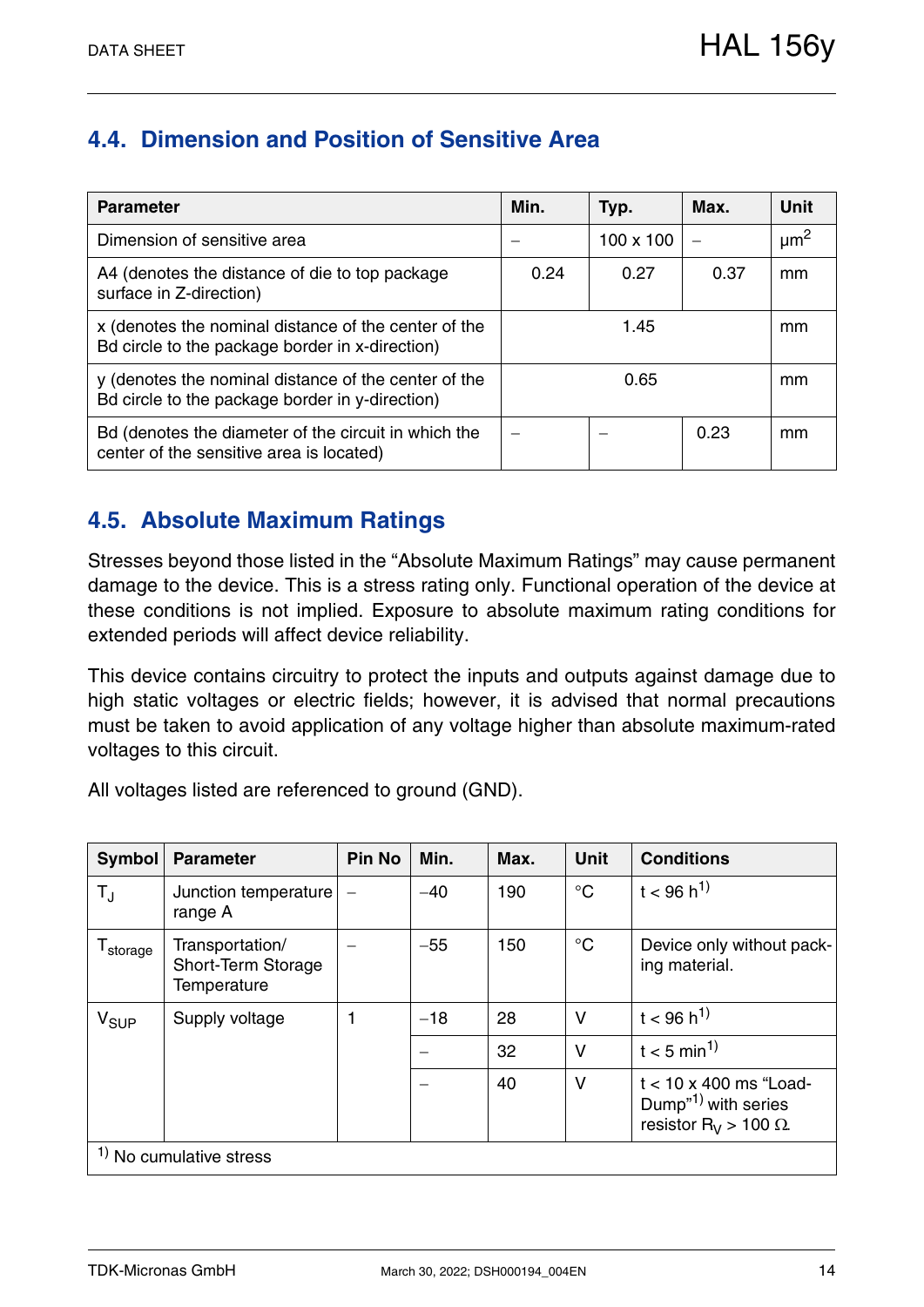## 4.4. Dimension and Position of Sensitive Area

| Parameter | Min. | Typ. | Max. | Unit |
|---|---|---|---|---|
| Dimension of sensitive area | – | 100 x 100 | – | $\mu m^2$ |
| A4 (denotes the distance of die to top package surface in Z-direction) | 0.24 | 0.27 | 0.37 | mm |
| x (denotes the nominal distance of the center of the Bd circle to the package border in x-direction) | | 1.45 | | mm |
| y (denotes the nominal distance of the center of the Bd circle to the package border in y-direction) | | 0.65 | | mm |
| Bd (denotes the diameter of the circuit in which the center of the sensitive area is located) | – | – | 0.23 | mm |

## 4.5. Absolute Maximum Ratings

Stresses beyond those listed in the "Absolute Maximum Ratings" may cause permanent damage to the device. This is a stress rating only. Functional operation of the device at these conditions is not implied. Exposure to absolute maximum rating conditions for extended periods will affect device reliability.

This device contains circuitry to protect the inputs and outputs against damage due to high static voltages or electric fields; however, it is advised that normal precautions must be taken to avoid application of any voltage higher than absolute maximum-rated voltages to this circuit.

All voltages listed are referenced to ground (GND).

| Symbol | Parameter | Pin No | Min. | Max. | Unit | Conditions |
|---|---|---|---|---|---|---|
| $T_J$ | Junction temperature range A | – | −40 | 190 | °C | t < 96 h[1] |
| $T_{storage}$ | Transportation/ Short-Term Storage Temperature | – | −55 | 150 | °C | Device only without packing material. |
| $V_{SUP}$ | Supply voltage | 1 | −18 | 28 | V | t < 96 h[1] |
| | | | – | 32 | V | t < 5 min[1] |
| | | | – | 40 | V | t < 10 x 400 ms "Load-Dump"[1] with series resistor $R_V$ > 100 Ω |

[1] No cumulative stress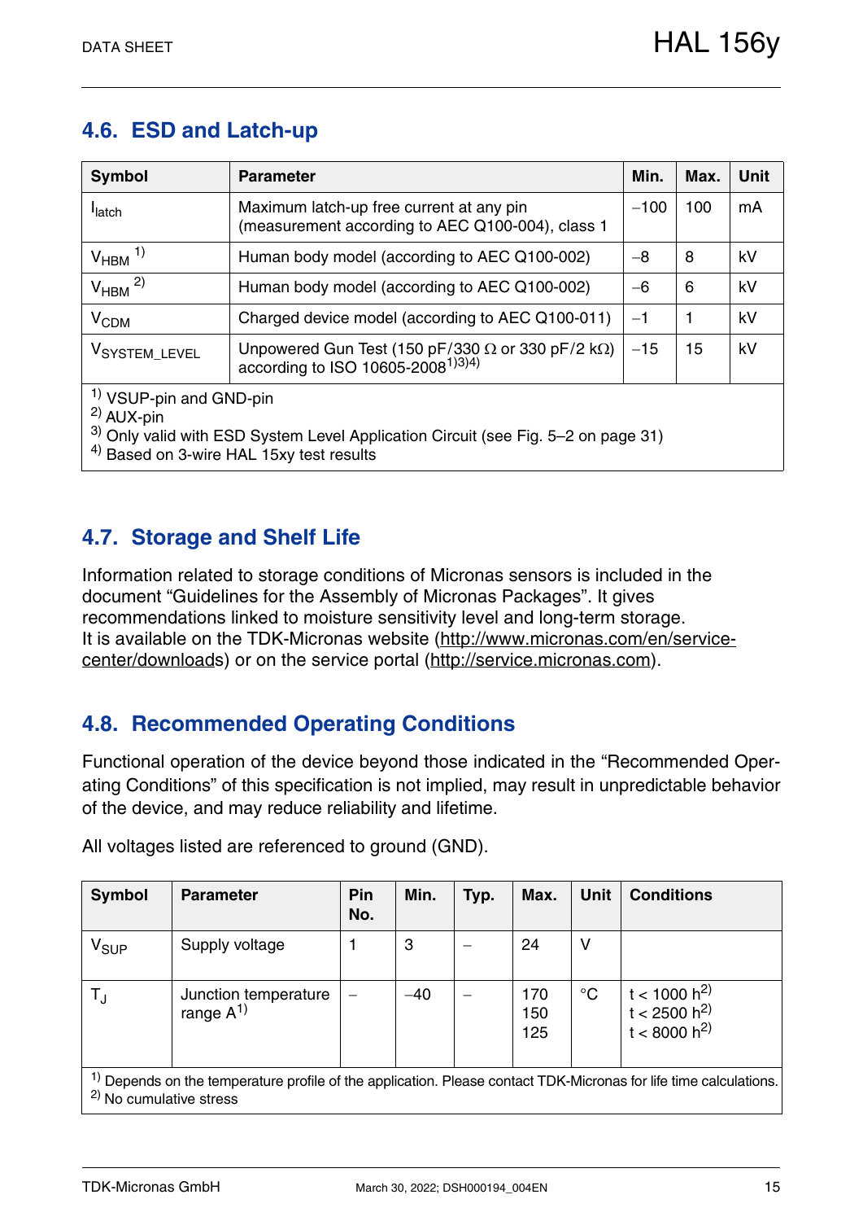## 4.6. ESD and Latch-up

| Symbol | Parameter | Min. | Max. | Unit |
|---|---|---|---|---|
| $I_{latch}$ | Maximum latch-up free current at any pin (measurement according to AEC Q100-004), class 1 | −100 | 100 | mA |
| $V_{HBM}$ [1] | Human body model (according to AEC Q100-002) | −8 | 8 | kV |
| $V_{HBM}$ [2] | Human body model (according to AEC Q100-002) | −6 | 6 | kV |
| $V_{CDM}$ | Charged device model (according to AEC Q100-011) | −1 | 1 | kV |
| $V_{SYSTEM\_LEVEL}$ | Unpowered Gun Test (150 pF/330 Ω or 330 pF/2 kΩ) according to ISO 10605-2008[1)3)4)] | −15 | 15 | kV |

[1] VSUP-pin and GND-pin
[2] AUX-pin
[3] Only valid with ESD System Level Application Circuit (see Fig. 5–2 on page 31)
[4] Based on 3-wire HAL 15xy test results

## 4.7. Storage and Shelf Life

Information related to storage conditions of Micronas sensors is included in the document "Guidelines for the Assembly of Micronas Packages". It gives recommendations linked to moisture sensitivity level and long-term storage.
It is available on the TDK-Micronas website (http://www.micronas.com/en/service-center/downloads) or on the service portal (http://service.micronas.com).

## 4.8. Recommended Operating Conditions

Functional operation of the device beyond those indicated in the "Recommended Operating Conditions" of this specification is not implied, may result in unpredictable behavior of the device, and may reduce reliability and lifetime.

All voltages listed are referenced to ground (GND).

| Symbol | Parameter | Pin No. | Min. | Typ. | Max. | Unit | Conditions |
|---|---|---|---|---|---|---|---|
| $V_{SUP}$ | Supply voltage | 1 | 3 | – | 24 | V | |
| $T_J$ | Junction temperature range A[1] | – | −40 | – | 170<br>150<br>125 | °C | t < 1000 h[2]<br>t < 2500 h[2]<br>t < 8000 h[2] |

[1] Depends on the temperature profile of the application. Please contact TDK-Micronas for life time calculations.
[2] No cumulative stress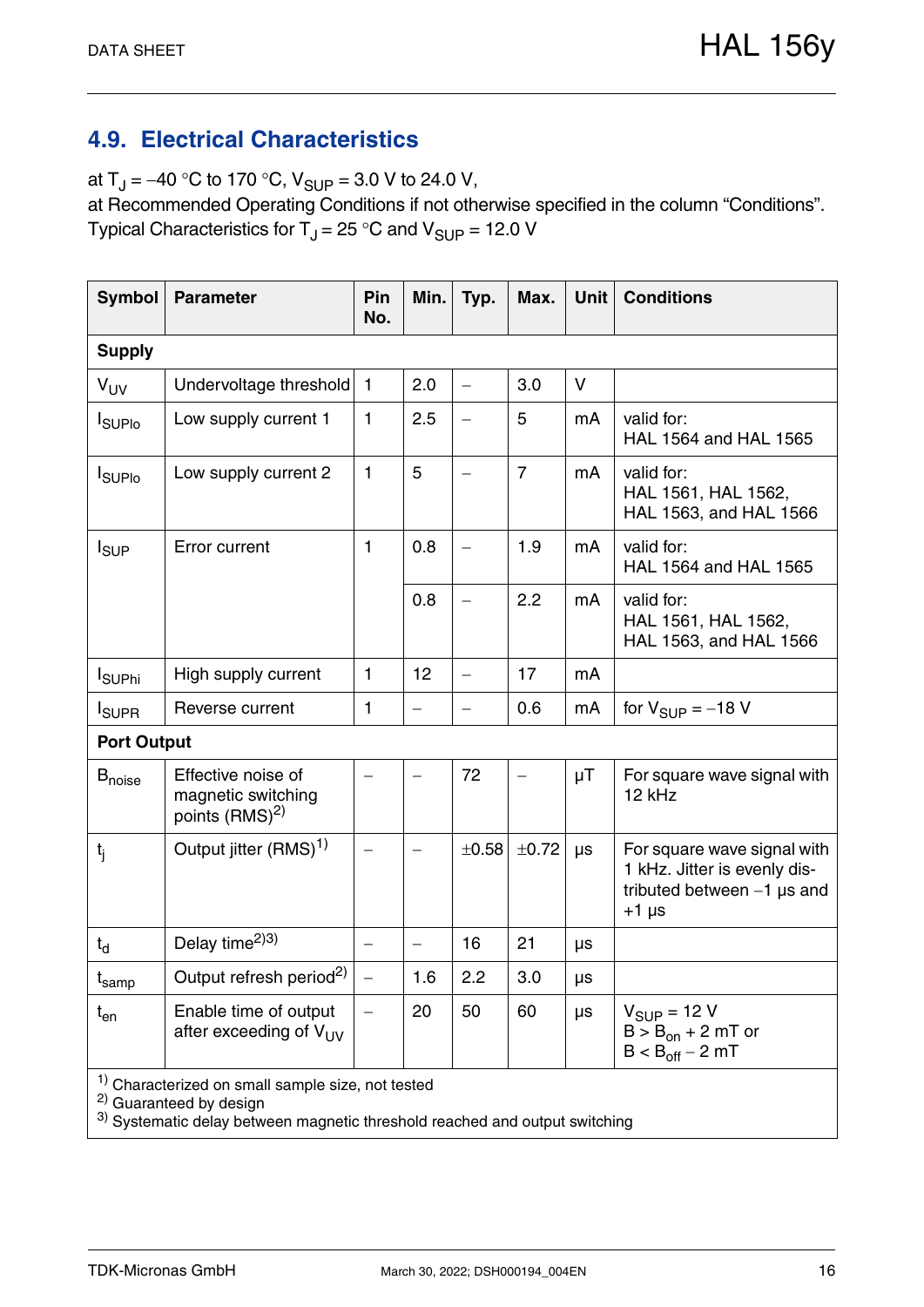## 4.9. Electrical Characteristics

at $T_J = -40$ °C to 170 °C, $V_{SUP} = 3.0$ V to 24.0 V,
at Recommended Operating Conditions if not otherwise specified in the column “Conditions”.
Typical Characteristics for $T_J = 25$ °C and $V_{SUP} = 12.0$ V

| Symbol | Parameter | Pin No. | Min. | Typ. | Max. | Unit | Conditions |
|---|---|---|---|---|---|---|---|
| **Supply** | | | | | | | |
| $V_{UV}$ | Undervoltage threshold | 1 | 2.0 | – | 3.0 | V | |
| $I_{SUPlo}$ | Low supply current 1 | 1 | 2.5 | – | 5 | mA | valid for: HAL 1564 and HAL 1565 |
| $I_{SUPlo}$ | Low supply current 2 | 1 | 5 | – | 7 | mA | valid for: HAL 1561, HAL 1562, HAL 1563, and HAL 1566 |
| $I_{SUP}$ | Error current | 1 | 0.8 | – | 1.9 | mA | valid for: HAL 1564 and HAL 1565 |
| | | | 0.8 | – | 2.2 | mA | valid for: HAL 1561, HAL 1562, HAL 1563, and HAL 1566 |
| $I_{SUPhi}$ | High supply current | 1 | 12 | – | 17 | mA | |
| $I_{SUPR}$ | Reverse current | 1 | – | – | 0.6 | mA | for $V_{SUP} = -18$ V |
| **Port Output** | | | | | | | |
| $B_{noise}$ | Effective noise of magnetic switching points (RMS)[2] | – | – | 72 | – | µT | For square wave signal with 12 kHz |
| $t_j$ | Output jitter (RMS)[1] | – | – | ±0.58 | ±0.72 | µs | For square wave signal with 1 kHz. Jitter is evenly distributed between −1 µs and +1 µs |
| $t_d$ | Delay time[2)3)] | – | – | 16 | 21 | µs | |
| $t_{samp}$ | Output refresh period[2] | – | 1.6 | 2.2 | 3.0 | µs | |
| $t_{en}$ | Enable time of output after exceeding of $V_{UV}$ | – | 20 | 50 | 60 | µs | $V_{SUP} = 12$ V<br>$B > B_{on} + 2$ mT or<br>$B < B_{off} - 2$ mT |

[1] Characterized on small sample size, not tested
[2] Guaranteed by design
[3] Systematic delay between magnetic threshold reached and output switching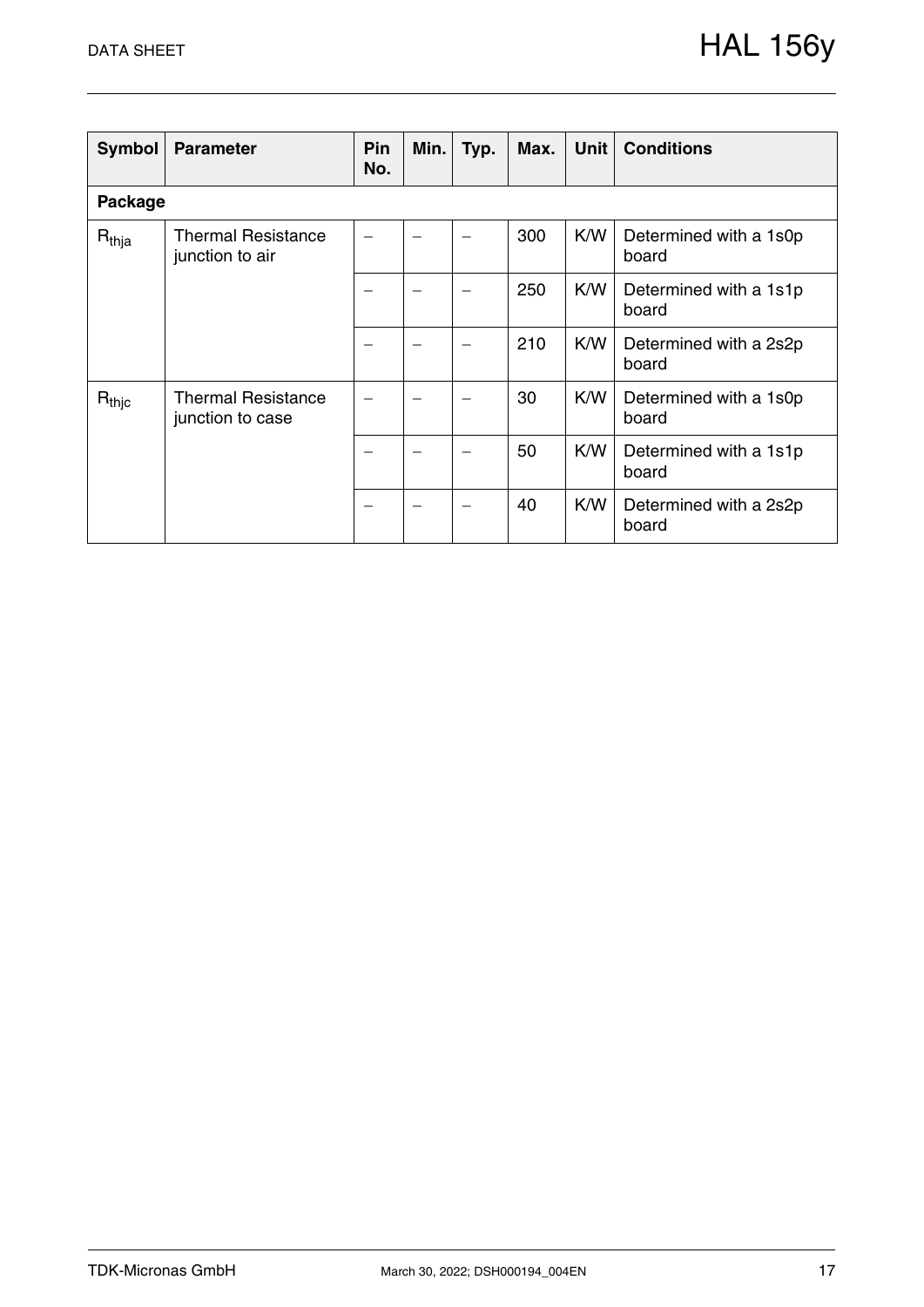| Symbol | Parameter | Pin No. | Min. | Typ. | Max. | Unit | Conditions |
|---|---|---|---|---|---|---|---|
| **Package** | | | | | | | |
| $R_{thja}$ | Thermal Resistance junction to air | – | – | – | 300 | K/W | Determined with a 1s0p board |
| | | – | – | – | 250 | K/W | Determined with a 1s1p board |
| | | – | – | – | 210 | K/W | Determined with a 2s2p board |
| $R_{thjc}$ | Thermal Resistance junction to case | – | – | – | 30 | K/W | Determined with a 1s0p board |
| | | – | – | – | 50 | K/W | Determined with a 1s1p board |
| | | – | – | – | 40 | K/W | Determined with a 2s2p board |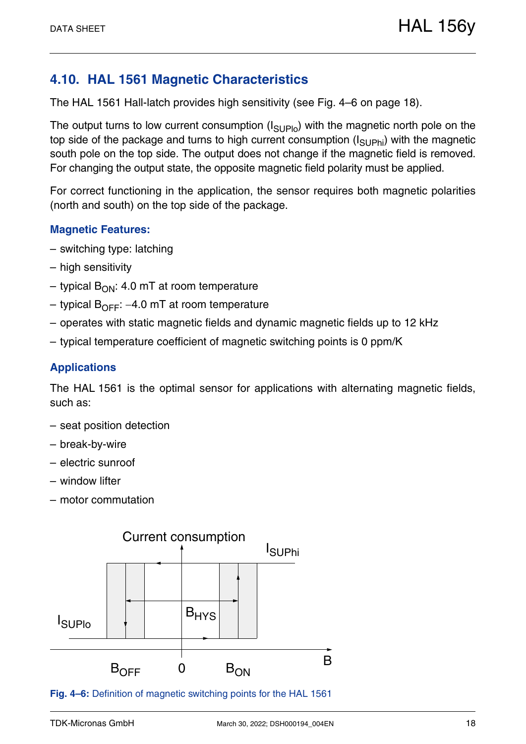## 4.10. HAL 1561 Magnetic Characteristics

The HAL 1561 Hall-latch provides high sensitivity (see Fig. 4–6 on page 18).

The output turns to low current consumption ($I_{SUPlo}$) with the magnetic north pole on the top side of the package and turns to high current consumption ($I_{SUPhi}$) with the magnetic south pole on the top side. The output does not change if the magnetic field is removed. For changing the output state, the opposite magnetic field polarity must be applied.

For correct functioning in the application, the sensor requires both magnetic polarities (north and south) on the top side of the package.

### Magnetic Features:

– switching type: latching

– high sensitivity

– typical $B_{ON}$: 4.0 mT at room temperature

– typical $B_{OFF}$: −4.0 mT at room temperature

– operates with static magnetic fields and dynamic magnetic fields up to 12 kHz

– typical temperature coefficient of magnetic switching points is 0 ppm/K

### Applications

The HAL 1561 is the optimal sensor for applications with alternating magnetic fields, such as:

– seat position detection

– break-by-wire

– electric sunroof

– window lifter

– motor commutation

Current consumption

$I_{SUPhi}$

$I_{SUPlo}$

$B_{HYS}$

$B_{OFF}$ 0 $B_{ON}$ B

**Fig. 4–6:** Definition of magnetic switching points for the HAL 1561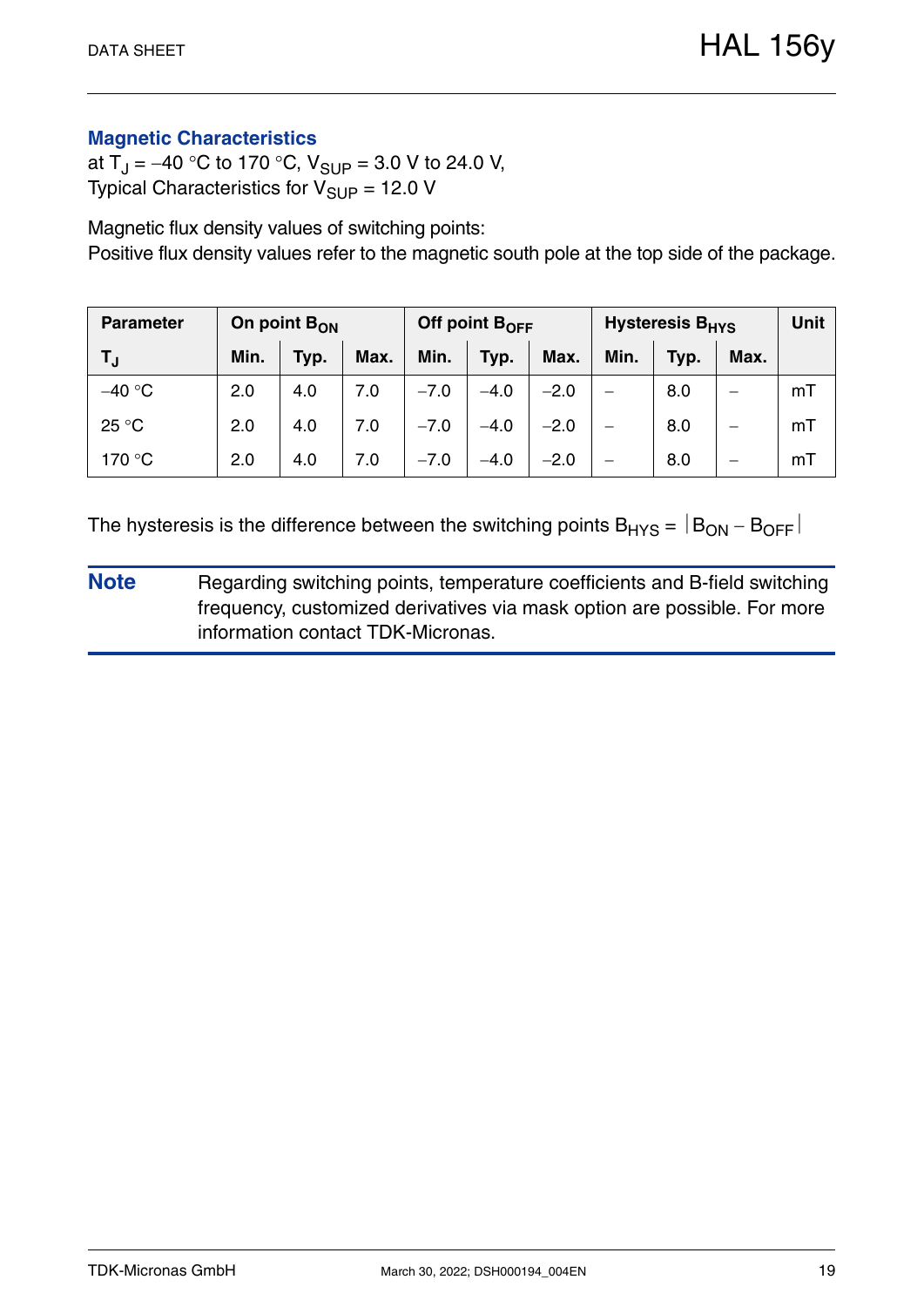## Magnetic Characteristics

at $T_J$ = –40 °C to 170 °C, $V_{SUP}$ = 3.0 V to 24.0 V,
Typical Characteristics for $V_{SUP}$ = 12.0 V

Magnetic flux density values of switching points:
Positive flux density values refer to the magnetic south pole at the top side of the package.

| Parameter | On point $B_{ON}$ | | | Off point $B_{OFF}$ | | | Hysteresis $B_{HYS}$ | | | Unit |
|---|---|---|---|---|---|---|---|---|---|---|
| $T_J$ | Min. | Typ. | Max. | Min. | Typ. | Max. | Min. | Typ. | Max. | |
| –40 °C | 2.0 | 4.0 | 7.0 | –7.0 | –4.0 | –2.0 | – | 8.0 | – | mT |
| 25 °C | 2.0 | 4.0 | 7.0 | –7.0 | –4.0 | –2.0 | – | 8.0 | – | mT |
| 170 °C | 2.0 | 4.0 | 7.0 | –7.0 | –4.0 | –2.0 | – | 8.0 | – | mT |

The hysteresis is the difference between the switching points $B_{HYS} = |B_{ON} - B_{OFF}|$

**Note** Regarding switching points, temperature coefficients and B-field switching frequency, customized derivatives via mask option are possible. For more information contact TDK-Micronas.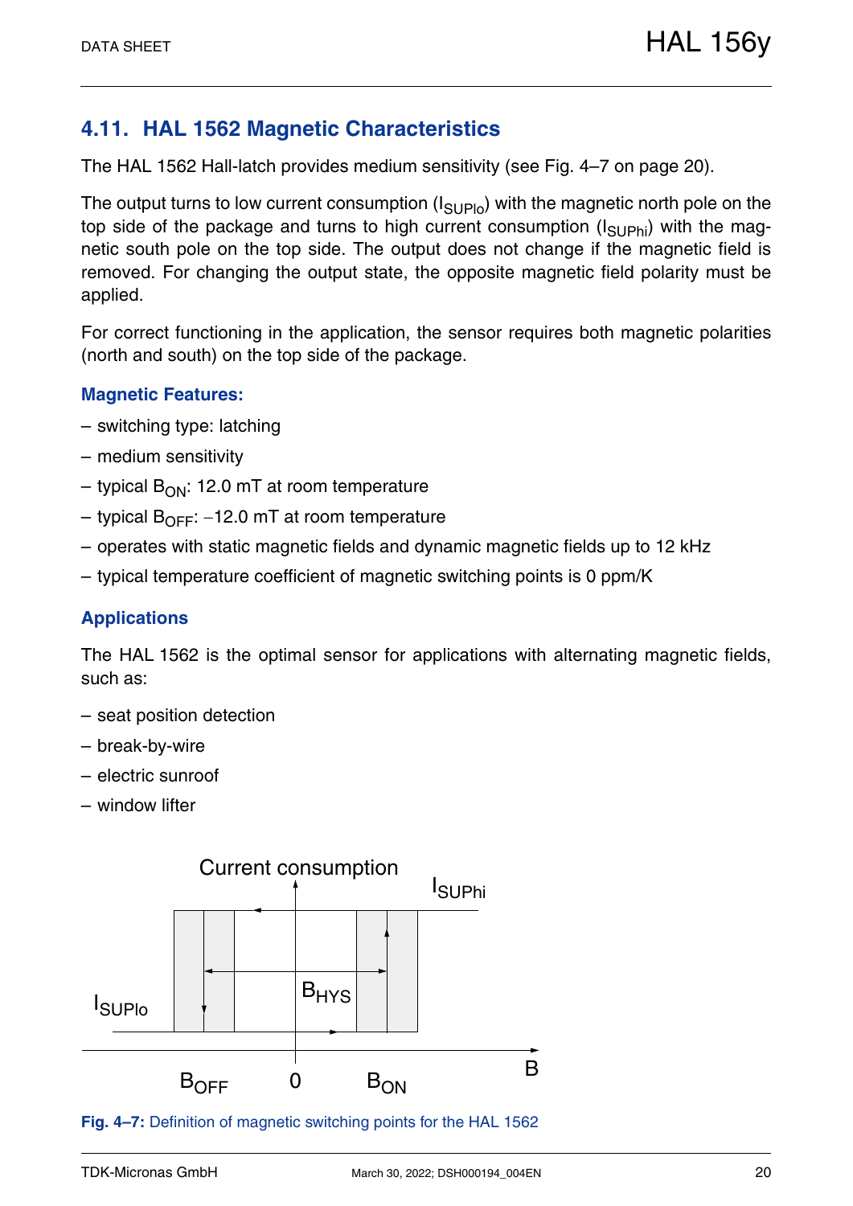## 4.11. HAL 1562 Magnetic Characteristics

The HAL 1562 Hall-latch provides medium sensitivity (see Fig. 4–7 on page 20).

The output turns to low current consumption ($I_{SUPlo}$) with the magnetic north pole on the top side of the package and turns to high current consumption ($I_{SUPhi}$) with the magnetic south pole on the top side. The output does not change if the magnetic field is removed. For changing the output state, the opposite magnetic field polarity must be applied.

For correct functioning in the application, the sensor requires both magnetic polarities (north and south) on the top side of the package.

### Magnetic Features:

– switching type: latching

– medium sensitivity

– typical $B_{ON}$: 12.0 mT at room temperature

– typical $B_{OFF}$: −12.0 mT at room temperature

– operates with static magnetic fields and dynamic magnetic fields up to 12 kHz

– typical temperature coefficient of magnetic switching points is 0 ppm/K

### Applications

The HAL 1562 is the optimal sensor for applications with alternating magnetic fields, such as:

– seat position detection

– break-by-wire

– electric sunroof

– window lifter

**Fig. 4–7:** Definition of magnetic switching points for the HAL 1562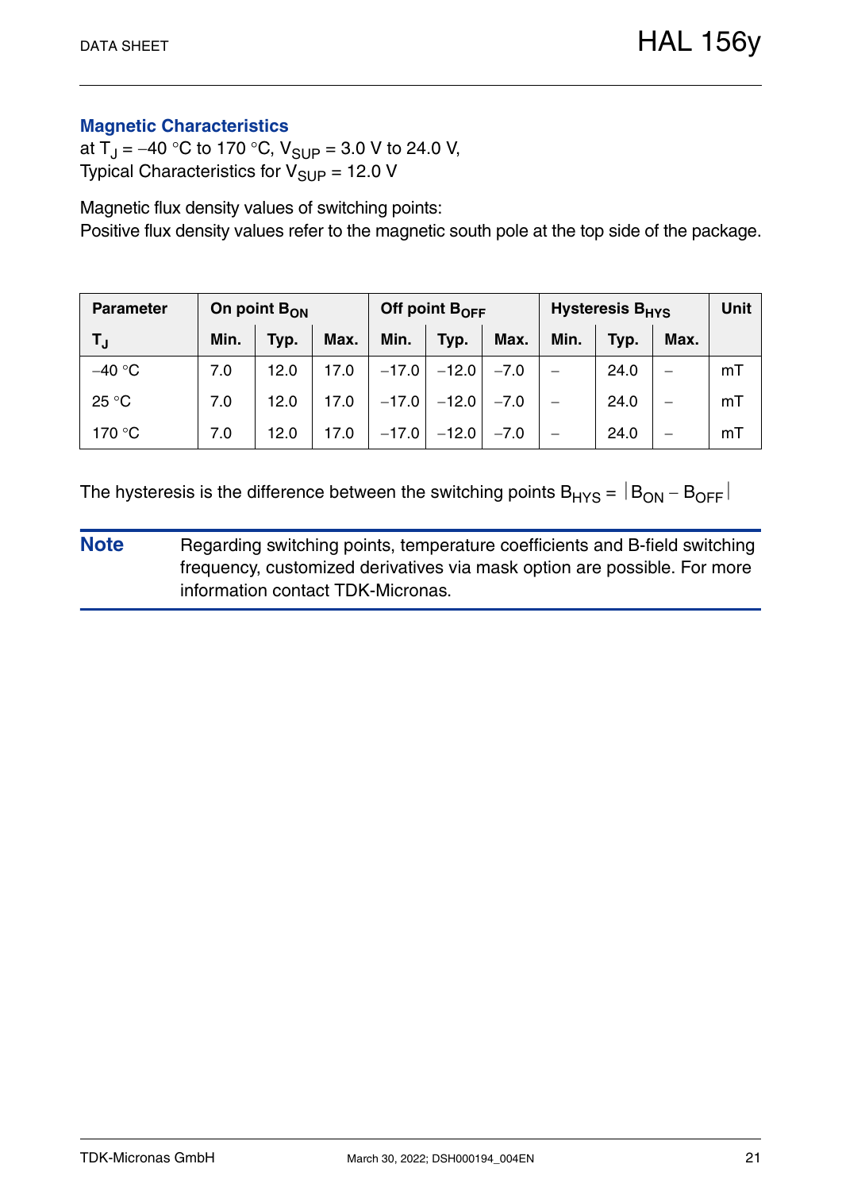### Magnetic Characteristics

at $T_J = -40$ °C to 170 °C, $V_{SUP} = 3.0$ V to 24.0 V,
Typical Characteristics for $V_{SUP} = 12.0$ V

Magnetic flux density values of switching points:
Positive flux density values refer to the magnetic south pole at the top side of the package.

| Parameter | On point $B_{ON}$ | | | Off point $B_{OFF}$ | | | Hysteresis $B_{HYS}$ | | | Unit |
|---|---|---|---|---|---|---|---|---|---|---|
| $T_J$ | Min. | Typ. | Max. | Min. | Typ. | Max. | Min. | Typ. | Max. | |
| −40 °C | 7.0 | 12.0 | 17.0 | −17.0 | −12.0 | −7.0 | – | 24.0 | – | mT |
| 25 °C | 7.0 | 12.0 | 17.0 | −17.0 | −12.0 | −7.0 | – | 24.0 | – | mT |
| 170 °C | 7.0 | 12.0 | 17.0 | −17.0 | −12.0 | −7.0 | – | 24.0 | – | mT |

The hysteresis is the difference between the switching points $B_{HYS} = |B_{ON} - B_{OFF}|$

**Note** Regarding switching points, temperature coefficients and B-field switching frequency, customized derivatives via mask option are possible. For more information contact TDK-Micronas.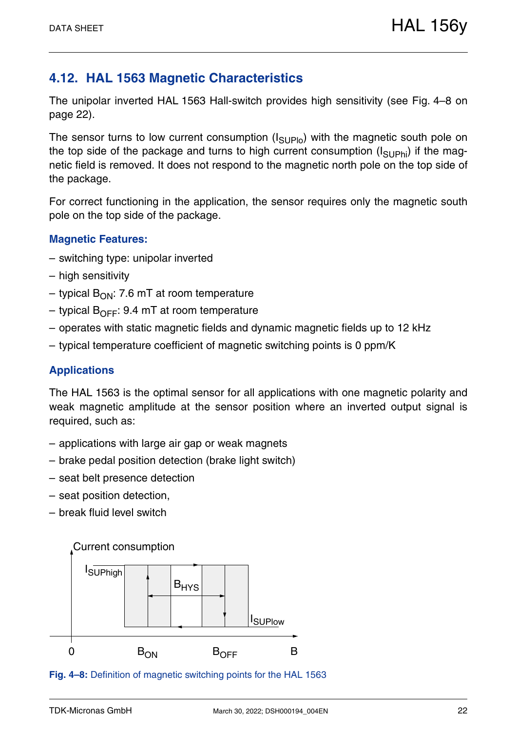## 4.12. HAL 1563 Magnetic Characteristics

The unipolar inverted HAL 1563 Hall-switch provides high sensitivity (see Fig. 4–8 on page 22).

The sensor turns to low current consumption ($I_{SUPlo}$) with the magnetic south pole on the top side of the package and turns to high current consumption ($I_{SUPhi}$) if the magnetic field is removed. It does not respond to the magnetic north pole on the top side of the package.

For correct functioning in the application, the sensor requires only the magnetic south pole on the top side of the package.

### Magnetic Features:

– switching type: unipolar inverted

– high sensitivity

– typical $B_{ON}$: 7.6 mT at room temperature

– typical $B_{OFF}$: 9.4 mT at room temperature

– operates with static magnetic fields and dynamic magnetic fields up to 12 kHz

– typical temperature coefficient of magnetic switching points is 0 ppm/K

### Applications

The HAL 1563 is the optimal sensor for all applications with one magnetic polarity and weak magnetic amplitude at the sensor position where an inverted output signal is required, such as:

– applications with large air gap or weak magnets

– brake pedal position detection (brake light switch)

– seat belt presence detection

– seat position detection,

– break fluid level switch

Current consumption

$I_{SUPhigh}$

$B_{HYS}$

$I_{SUPlow}$

0 $B_{ON}$ $B_{OFF}$ B

**Fig. 4–8:** Definition of magnetic switching points for the HAL 1563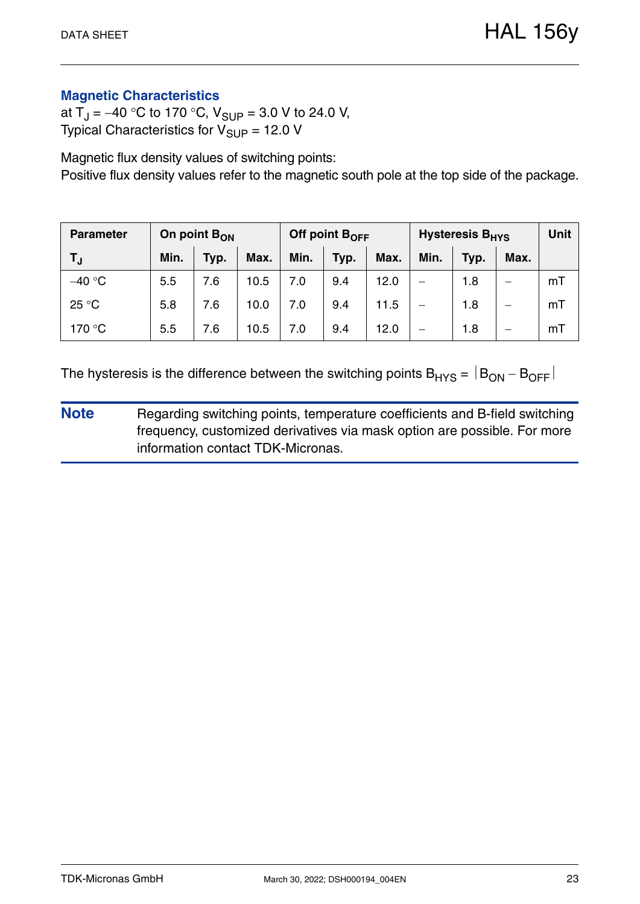## Magnetic Characteristics

at $T_J$ = −40 °C to 170 °C, $V_{SUP}$ = 3.0 V to 24.0 V,
Typical Characteristics for $V_{SUP}$ = 12.0 V

Magnetic flux density values of switching points:
Positive flux density values refer to the magnetic south pole at the top side of the package.

| Parameter | On point $B_{ON}$ | | | Off point $B_{OFF}$ | | | Hysteresis $B_{HYS}$ | | | Unit |
|---|---|---|---|---|---|---|---|---|---|---|
| $T_J$ | Min. | Typ. | Max. | Min. | Typ. | Max. | Min. | Typ. | Max. | |
| −40 °C | 5.5 | 7.6 | 10.5 | 7.0 | 9.4 | 12.0 | – | 1.8 | – | mT |
| 25 °C | 5.8 | 7.6 | 10.0 | 7.0 | 9.4 | 11.5 | – | 1.8 | – | mT |
| 170 °C | 5.5 | 7.6 | 10.5 | 7.0 | 9.4 | 12.0 | – | 1.8 | – | mT |

The hysteresis is the difference between the switching points $B_{HYS} = |B_{ON} - B_{OFF}|$

**Note** Regarding switching points, temperature coefficients and B-field switching frequency, customized derivatives via mask option are possible. For more information contact TDK-Micronas.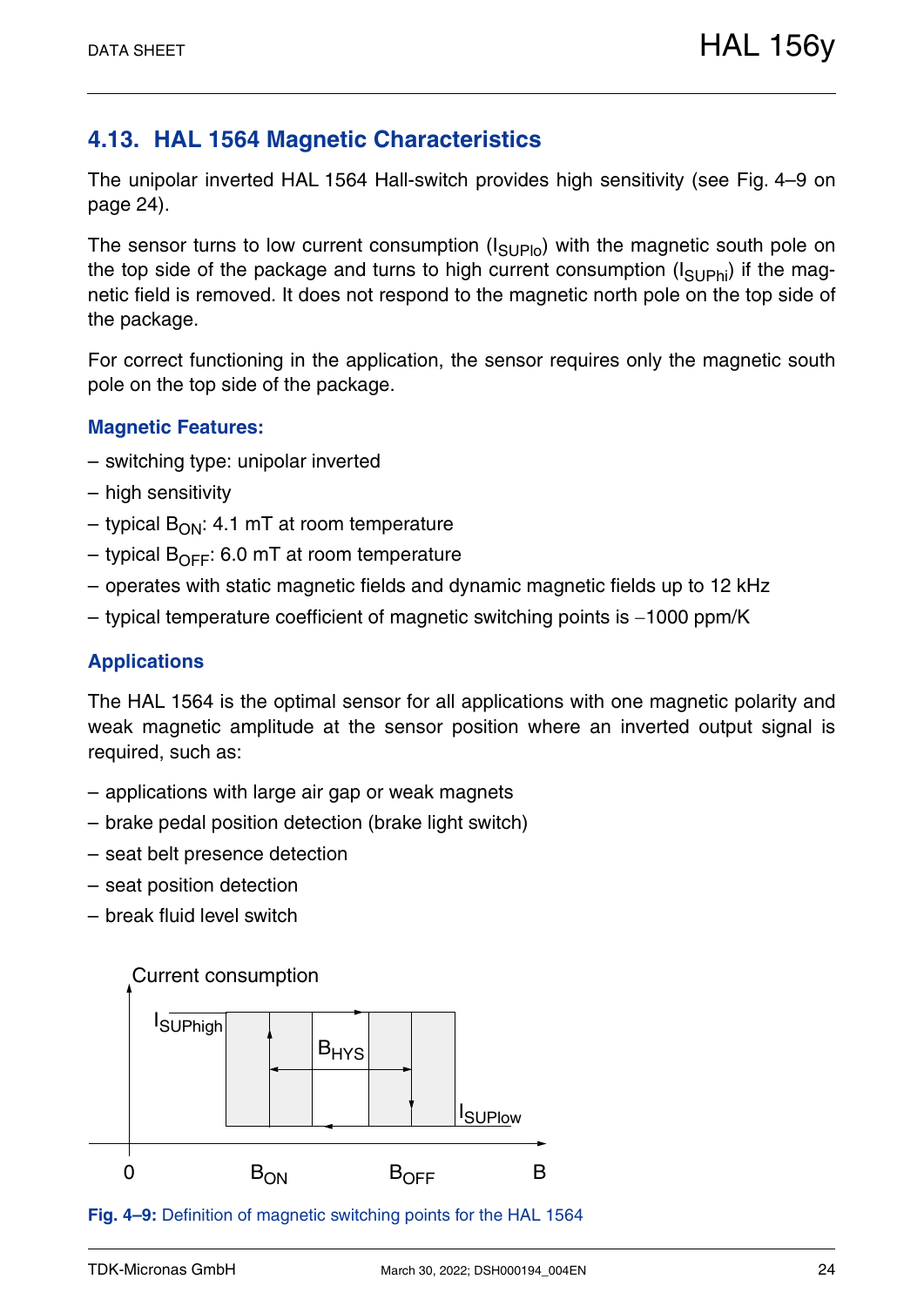## 4.13. HAL 1564 Magnetic Characteristics

The unipolar inverted HAL 1564 Hall-switch provides high sensitivity (see Fig. 4–9 on page 24).

The sensor turns to low current consumption ($I_{SUPlo}$) with the magnetic south pole on the top side of the package and turns to high current consumption ($I_{SUPhi}$) if the magnetic field is removed. It does not respond to the magnetic north pole on the top side of the package.

For correct functioning in the application, the sensor requires only the magnetic south pole on the top side of the package.

### Magnetic Features:

– switching type: unipolar inverted

– high sensitivity

– typical $B_{ON}$: 4.1 mT at room temperature

– typical $B_{OFF}$: 6.0 mT at room temperature

– operates with static magnetic fields and dynamic magnetic fields up to 12 kHz

– typical temperature coefficient of magnetic switching points is −1000 ppm/K

### Applications

The HAL 1564 is the optimal sensor for all applications with one magnetic polarity and weak magnetic amplitude at the sensor position where an inverted output signal is required, such as:

– applications with large air gap or weak magnets

– brake pedal position detection (brake light switch)

– seat belt presence detection

– seat position detection

– break fluid level switch

Current consumption

$I_{SUPhigh}$ $B_{HYS}$ $I_{SUPlow}$

0 $B_{ON}$ $B_{OFF}$ B

**Fig. 4–9:** Definition of magnetic switching points for the HAL 1564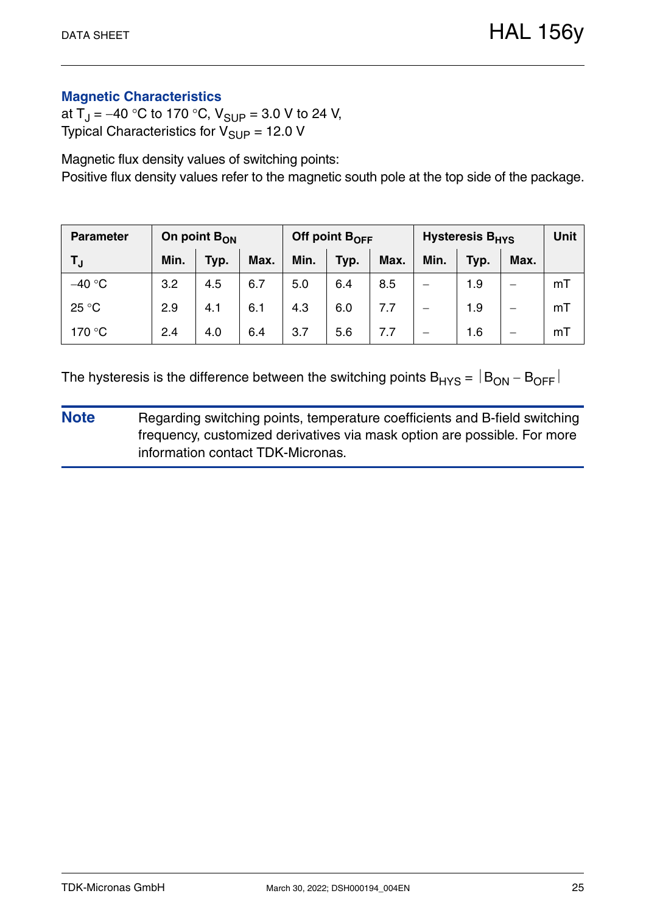### Magnetic Characteristics

at $T_J$ = –40 °C to 170 °C, $V_{SUP}$ = 3.0 V to 24 V,
Typical Characteristics for $V_{SUP}$ = 12.0 V

Magnetic flux density values of switching points:
Positive flux density values refer to the magnetic south pole at the top side of the package.

| Parameter | On point $B_{ON}$ | | | Off point $B_{OFF}$ | | | Hysteresis $B_{HYS}$ | | | Unit |
|---|---|---|---|---|---|---|---|---|---|---|
| $T_J$ | Min. | Typ. | Max. | Min. | Typ. | Max. | Min. | Typ. | Max. | |
| –40 °C | 3.2 | 4.5 | 6.7 | 5.0 | 6.4 | 8.5 | – | 1.9 | – | mT |
| 25 °C | 2.9 | 4.1 | 6.1 | 4.3 | 6.0 | 7.7 | – | 1.9 | – | mT |
| 170 °C | 2.4 | 4.0 | 6.4 | 3.7 | 5.6 | 7.7 | – | 1.6 | – | mT |

The hysteresis is the difference between the switching points $B_{HYS} = |B_{ON} - B_{OFF}|$

**Note** Regarding switching points, temperature coefficients and B-field switching frequency, customized derivatives via mask option are possible. For more information contact TDK-Micronas.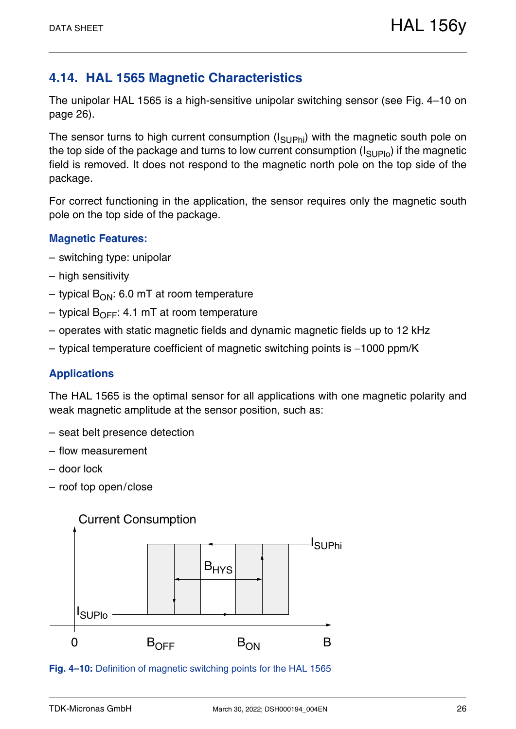## 4.14. HAL 1565 Magnetic Characteristics

The unipolar HAL 1565 is a high-sensitive unipolar switching sensor (see Fig. 4–10 on page 26).

The sensor turns to high current consumption ($I_{SUPhi}$) with the magnetic south pole on the top side of the package and turns to low current consumption ($I_{SUPlo}$) if the magnetic field is removed. It does not respond to the magnetic north pole on the top side of the package.

For correct functioning in the application, the sensor requires only the magnetic south pole on the top side of the package.

### Magnetic Features:

- switching type: unipolar
- high sensitivity
- typical $B_{ON}$: 6.0 mT at room temperature
- typical $B_{OFF}$: 4.1 mT at room temperature
- operates with static magnetic fields and dynamic magnetic fields up to 12 kHz
- typical temperature coefficient of magnetic switching points is −1000 ppm/K

### Applications

The HAL 1565 is the optimal sensor for all applications with one magnetic polarity and weak magnetic amplitude at the sensor position, such as:

- seat belt presence detection
- flow measurement
- door lock
- roof top open/close

Current Consumption

$I_{SUPhi}$

$B_{HYS}$

$I_{SUPlo}$

0 $B_{OFF}$ $B_{ON}$ B

**Fig. 4–10:** Definition of magnetic switching points for the HAL 1565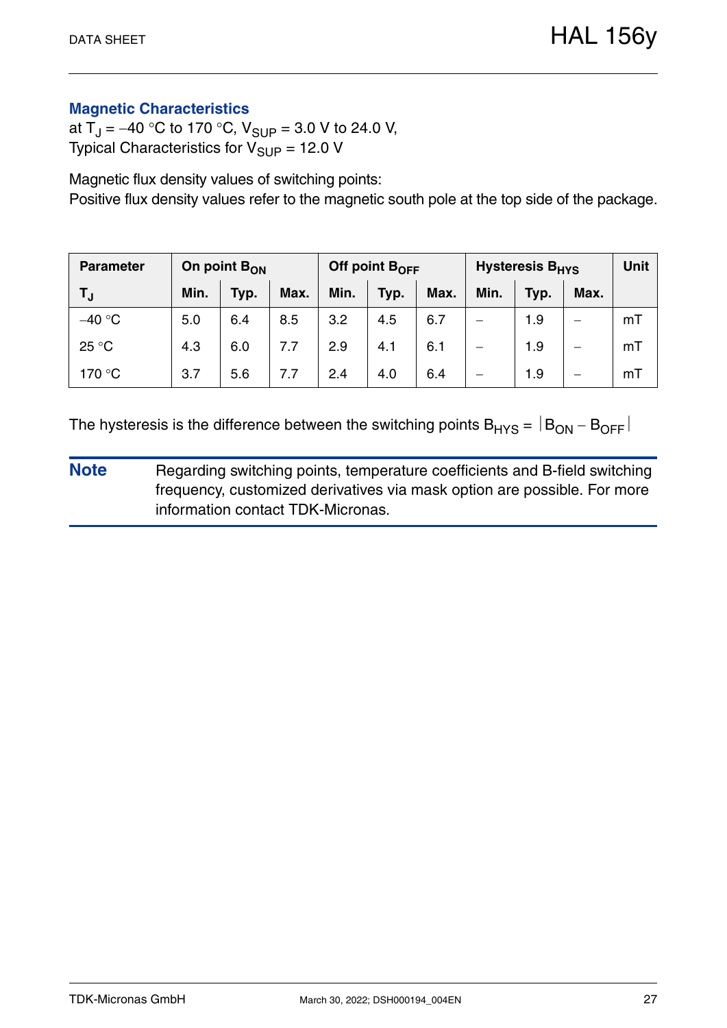## Magnetic Characteristics

at $T_J = -40$ °C to 170 °C, $V_{SUP} = 3.0$ V to 24.0 V,
Typical Characteristics for $V_{SUP} = 12.0$ V

Magnetic flux density values of switching points:
Positive flux density values refer to the magnetic south pole at the top side of the package.

| Parameter | On point $B_{ON}$ | | | Off point $B_{OFF}$ | | | Hysteresis $B_{HYS}$ | | | Unit |
|---|---|---|---|---|---|---|---|---|---|---|
| $T_J$ | Min. | Typ. | Max. | Min. | Typ. | Max. | Min. | Typ. | Max. | |
| −40 °C | 5.0 | 6.4 | 8.5 | 3.2 | 4.5 | 6.7 | – | 1.9 | – | mT |
| 25 °C | 4.3 | 6.0 | 7.7 | 2.9 | 4.1 | 6.1 | – | 1.9 | – | mT |
| 170 °C | 3.7 | 5.6 | 7.7 | 2.4 | 4.0 | 6.4 | – | 1.9 | – | mT |

The hysteresis is the difference between the switching points $B_{HYS} = |B_{ON} - B_{OFF}|$

**Note** Regarding switching points, temperature coefficients and B-field switching frequency, customized derivatives via mask option are possible. For more information contact TDK-Micronas.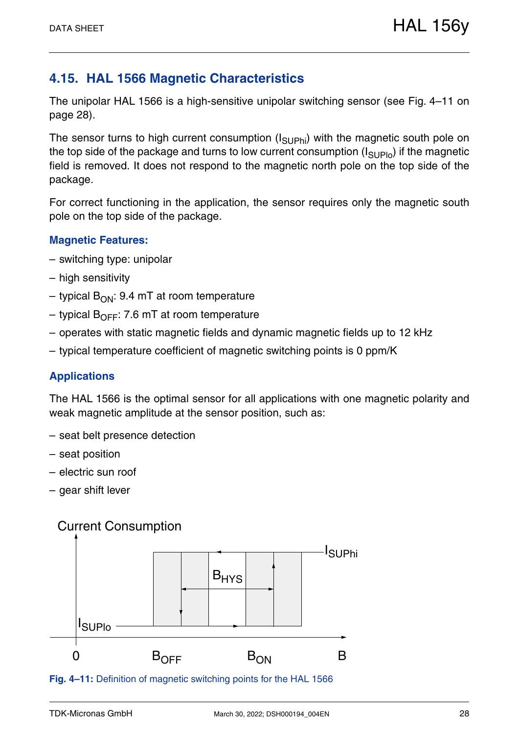## 4.15. HAL 1566 Magnetic Characteristics

The unipolar HAL 1566 is a high-sensitive unipolar switching sensor (see Fig. 4–11 on page 28).

The sensor turns to high current consumption ($I_{SUPhi}$) with the magnetic south pole on the top side of the package and turns to low current consumption ($I_{SUPlo}$) if the magnetic field is removed. It does not respond to the magnetic north pole on the top side of the package.

For correct functioning in the application, the sensor requires only the magnetic south pole on the top side of the package.

### Magnetic Features:

– switching type: unipolar

– high sensitivity

– typical $B_{ON}$: 9.4 mT at room temperature

– typical $B_{OFF}$: 7.6 mT at room temperature

– operates with static magnetic fields and dynamic magnetic fields up to 12 kHz

– typical temperature coefficient of magnetic switching points is 0 ppm/K

### Applications

The HAL 1566 is the optimal sensor for all applications with one magnetic polarity and weak magnetic amplitude at the sensor position, such as:

– seat belt presence detection

– seat position

– electric sun roof

– gear shift lever

Current Consumption

$I_{SUPhi}$

$B_{HYS}$

$I_{SUPlo}$

0 $B_{OFF}$ $B_{ON}$ B

**Fig. 4–11:** Definition of magnetic switching points for the HAL 1566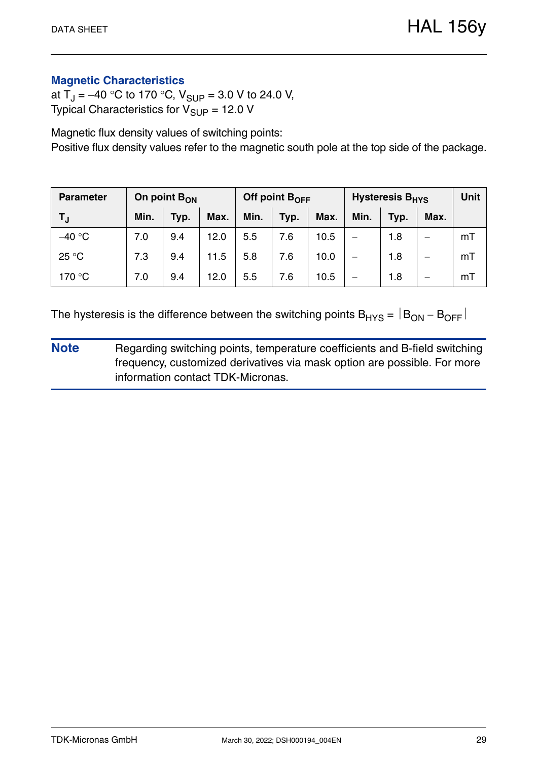### Magnetic Characteristics

at $T_J$ = –40 °C to 170 °C, $V_{SUP}$ = 3.0 V to 24.0 V,
Typical Characteristics for $V_{SUP}$ = 12.0 V

Magnetic flux density values of switching points:
Positive flux density values refer to the magnetic south pole at the top side of the package.

| Parameter | On point $B_{ON}$ | | | Off point $B_{OFF}$ | | | Hysteresis $B_{HYS}$ | | | Unit |
|---|---|---|---|---|---|---|---|---|---|---|
| $T_J$ | Min. | Typ. | Max. | Min. | Typ. | Max. | Min. | Typ. | Max. | |
| –40 °C | 7.0 | 9.4 | 12.0 | 5.5 | 7.6 | 10.5 | – | 1.8 | – | mT |
| 25 °C | 7.3 | 9.4 | 11.5 | 5.8 | 7.6 | 10.0 | – | 1.8 | – | mT |
| 170 °C | 7.0 | 9.4 | 12.0 | 5.5 | 7.6 | 10.5 | – | 1.8 | – | mT |

The hysteresis is the difference between the switching points $B_{HYS} = |B_{ON} - B_{OFF}|$

**Note** Regarding switching points, temperature coefficients and B-field switching frequency, customized derivatives via mask option are possible. For more information contact TDK-Micronas.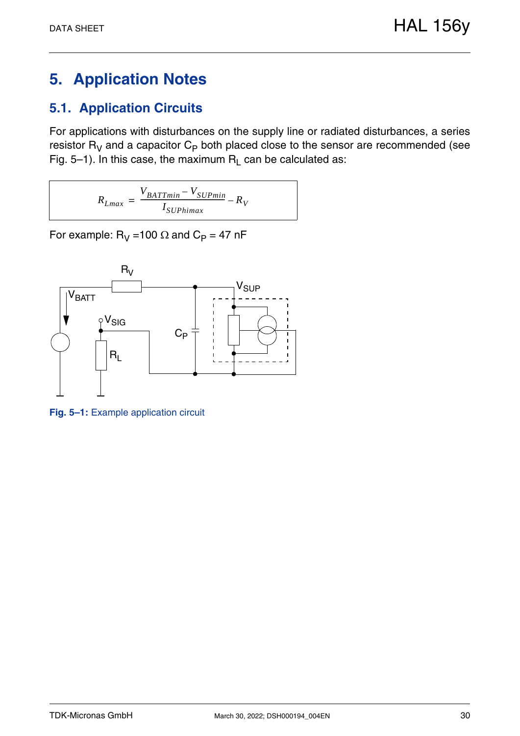# 5. Application Notes

## 5.1. Application Circuits

For applications with disturbances on the supply line or radiated disturbances, a series resistor $R_V$ and a capacitor $C_P$ both placed close to the sensor are recommended (see Fig. 5–1). In this case, the maximum $R_L$ can be calculated as:

$$R_{Lmax} = \frac{V_{BATTmin} - V_{SUPmin}}{I_{SUPhimax}} - R_V$$

For example: $R_V$ =100 Ω and $C_P$ = 47 nF

**Fig. 5–1:** Example application circuit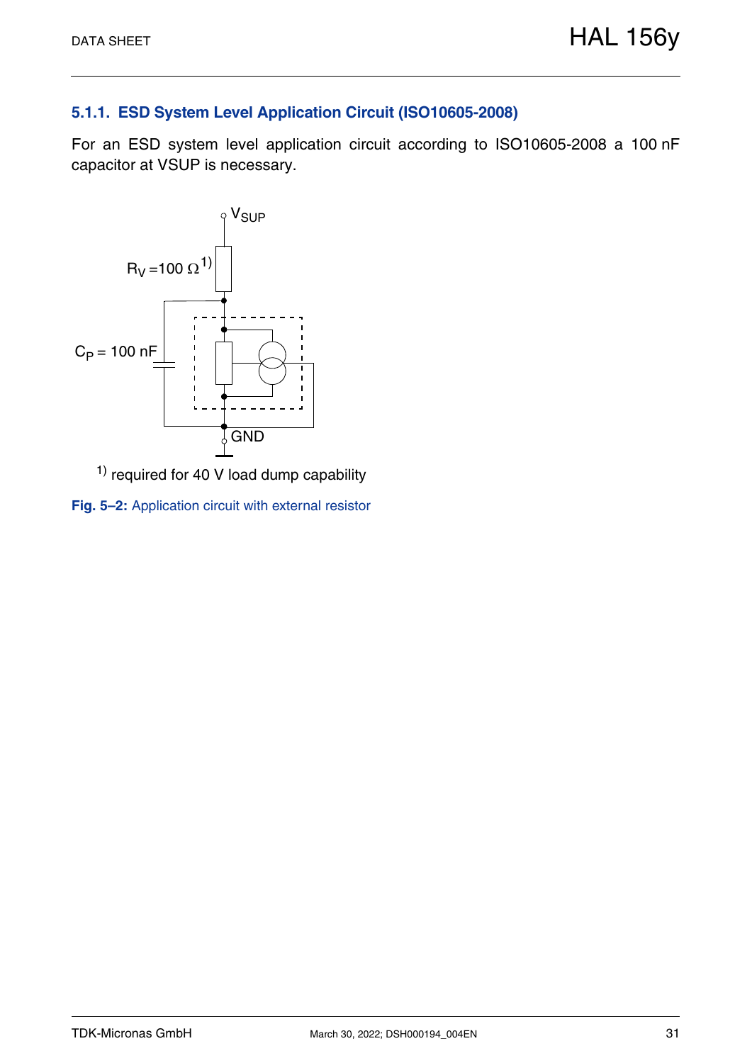### 5.1.1. ESD System Level Application Circuit (ISO10605-2008)

For an ESD system level application circuit according to ISO10605-2008 a 100 nF capacitor at VSUP is necessary.

$V_{SUP}$

$R_V$ =100 Ω [1)]

$C_P$ = 100 nF

GND

[1)] required for 40 V load dump capability

**Fig. 5–2:** Application circuit with external resistor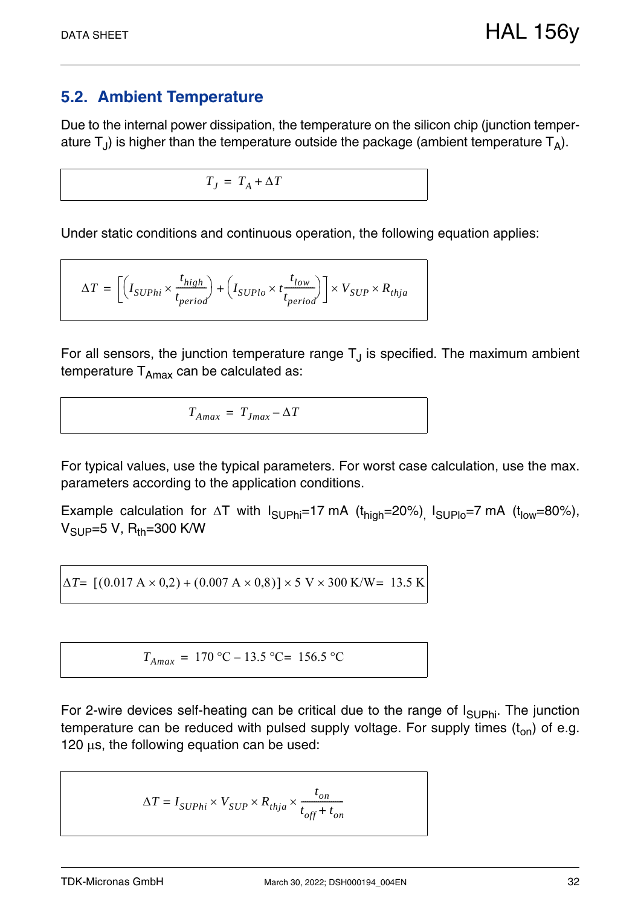## 5.2. Ambient Temperature

Due to the internal power dissipation, the temperature on the silicon chip (junction temperature $T_J$) is higher than the temperature outside the package (ambient temperature $T_A$).

$$T_J = T_A + \Delta T$$

Under static conditions and continuous operation, the following equation applies:

$$\Delta T = \left[\left(I_{SUPhi} \times \frac{t_{high}}{t_{period}}\right) + \left(I_{SUPlo} \times t\frac{t_{low}}{t_{period}}\right)\right] \times V_{SUP} \times R_{thja}$$

For all sensors, the junction temperature range $T_J$ is specified. The maximum ambient temperature $T_{Amax}$ can be calculated as:

$$T_{Amax} = T_{Jmax} - \Delta T$$

For typical values, use the typical parameters. For worst case calculation, use the max. parameters according to the application conditions.

Example calculation for $\Delta T$ with $I_{SUPhi}$=17 mA ($t_{high}$=20%), $I_{SUPlo}$=7 mA ($t_{low}$=80%), $V_{SUP}$=5 V, $R_{th}$=300 K/W

$$\Delta T = [(0.017\ \text{A} \times 0{,}2) + (0.007\ \text{A} \times 0{,}8)] \times 5\ \text{V} \times 300\ \text{K/W} = 13.5\ \text{K}$$

$$T_{Amax} = 170\ \text{°C} - 13.5\ \text{°C} = 156.5\ \text{°C}$$

For 2-wire devices self-heating can be critical due to the range of $I_{SUPhi}$. The junction temperature can be reduced with pulsed supply voltage. For supply times ($t_{on}$) of e.g. 120 µs, the following equation can be used:

$$\Delta T = I_{SUPhi} \times V_{SUP} \times R_{thja} \times \frac{t_{on}}{t_{off} + t_{on}}$$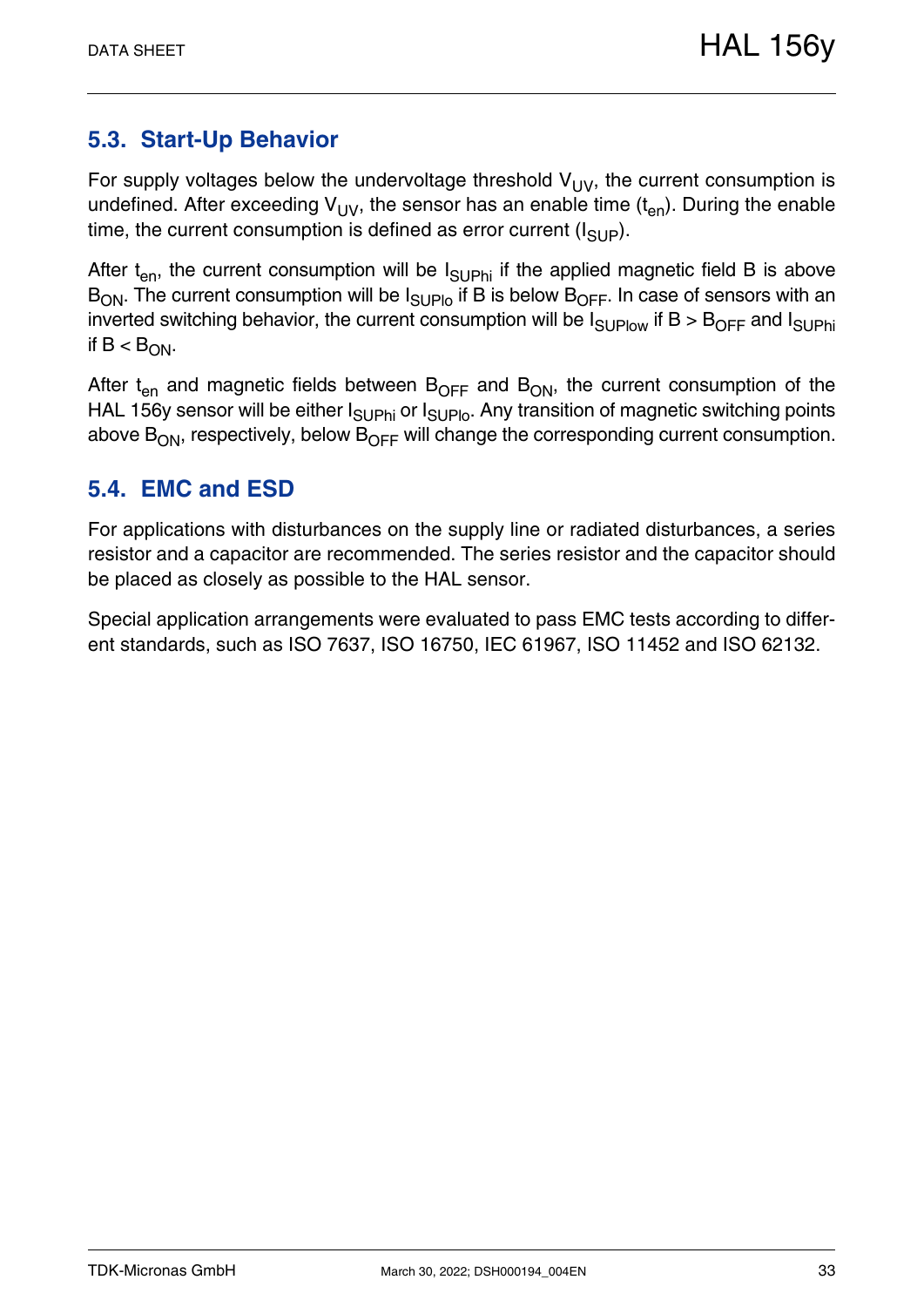## 5.3. Start-Up Behavior

For supply voltages below the undervoltage threshold $V_{UV}$, the current consumption is undefined. After exceeding $V_{UV}$, the sensor has an enable time ($t_{en}$). During the enable time, the current consumption is defined as error current ($I_{SUP}$).

After $t_{en}$, the current consumption will be $I_{SUPhi}$ if the applied magnetic field B is above $B_{ON}$. The current consumption will be $I_{SUPlo}$ if B is below $B_{OFF}$. In case of sensors with an inverted switching behavior, the current consumption will be $I_{SUPlow}$ if B > $B_{OFF}$ and $I_{SUPhi}$ if B < $B_{ON}$.

After $t_{en}$ and magnetic fields between $B_{OFF}$ and $B_{ON}$, the current consumption of the HAL 156y sensor will be either $I_{SUPhi}$ or $I_{SUPlo}$. Any transition of magnetic switching points above $B_{ON}$, respectively, below $B_{OFF}$ will change the corresponding current consumption.

## 5.4. EMC and ESD

For applications with disturbances on the supply line or radiated disturbances, a series resistor and a capacitor are recommended. The series resistor and the capacitor should be placed as closely as possible to the HAL sensor.

Special application arrangements were evaluated to pass EMC tests according to different standards, such as ISO 7637, ISO 16750, IEC 61967, ISO 11452 and ISO 62132.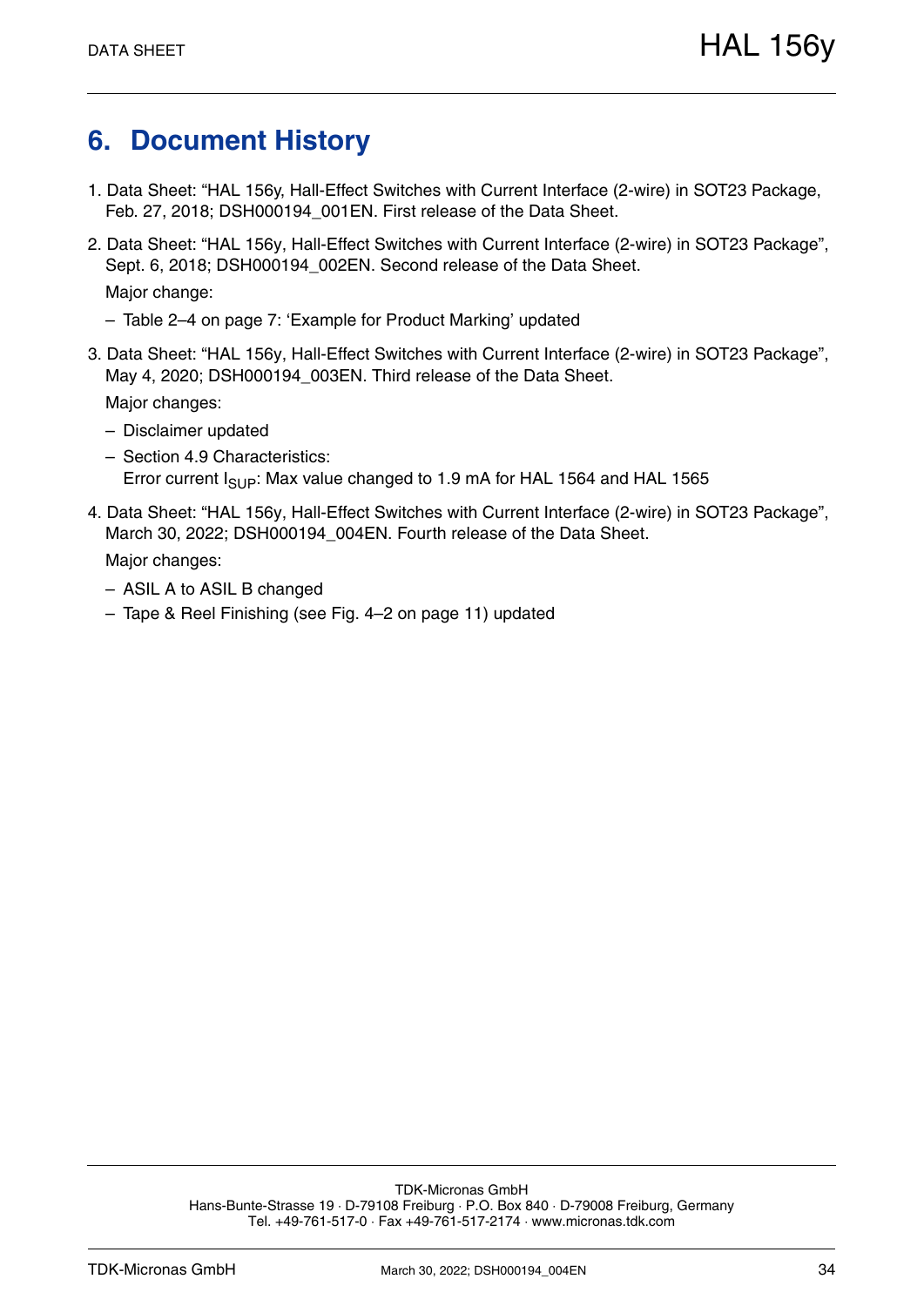# 6. Document History

1. Data Sheet: "HAL 156y, Hall-Effect Switches with Current Interface (2-wire) in SOT23 Package, Feb. 27, 2018; DSH000194_001EN. First release of the Data Sheet.

2. Data Sheet: "HAL 156y, Hall-Effect Switches with Current Interface (2-wire) in SOT23 Package", Sept. 6, 2018; DSH000194_002EN. Second release of the Data Sheet.

   Major change:

   – Table 2–4 on page 7: 'Example for Product Marking' updated

3. Data Sheet: "HAL 156y, Hall-Effect Switches with Current Interface (2-wire) in SOT23 Package", May 4, 2020; DSH000194_003EN. Third release of the Data Sheet.

   Major changes:

   – Disclaimer updated
   – Section 4.9 Characteristics:
     Error current $I_{SUP}$: Max value changed to 1.9 mA for HAL 1564 and HAL 1565

4. Data Sheet: "HAL 156y, Hall-Effect Switches with Current Interface (2-wire) in SOT23 Package", March 30, 2022; DSH000194_004EN. Fourth release of the Data Sheet.

   Major changes:

   – ASIL A to ASIL B changed
   – Tape & Reel Finishing (see Fig. 4–2 on page 11) updated

TDK-Micronas GmbH
Hans-Bunte-Strasse 19 · D-79108 Freiburg · P.O. Box 840 · D-79008 Freiburg, Germany
Tel. +49-761-517-0 · Fax +49-761-517-2174 · www.micronas.tdk.com